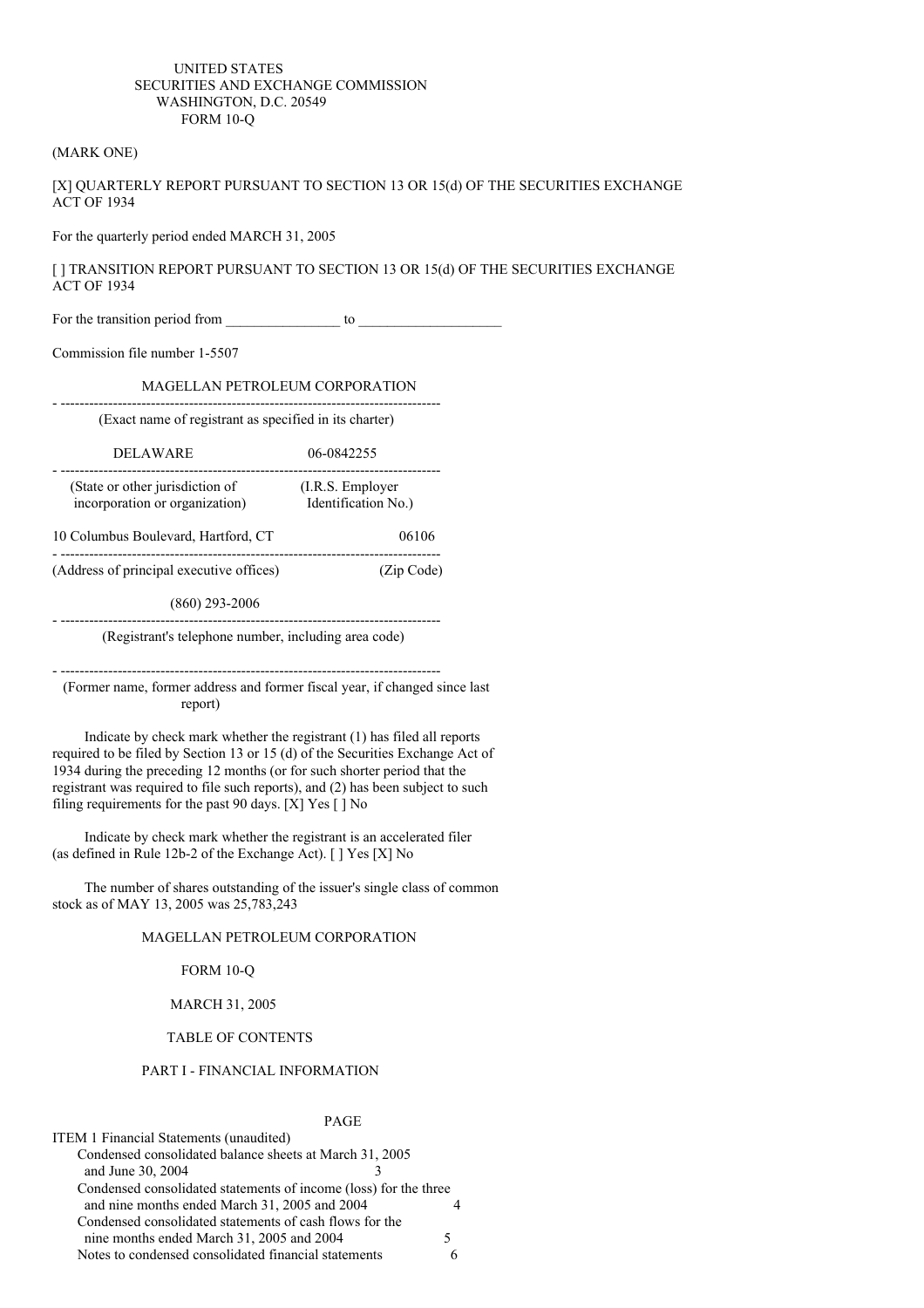UNITED STATES
SECURITIES AND EXCHANGE COMMISSION
WASHINGTON, D.C. 20549
FORM 10-Q

(MARK ONE)

[X] QUARTERLY REPORT PURSUANT TO SECTION 13 OR 15(d) OF THE SECURITIES EXCHANGE ACT OF 1934

For the quarterly period ended MARCH 31, 2005

[ ] TRANSITION REPORT PURSUANT TO SECTION 13 OR 15(d) OF THE SECURITIES EXCHANGE ACT OF 1934

For the transition period from _______________ to ___________________

Commission file number 1-5507

MAGELLAN PETROLEUM CORPORATION

(Exact name of registrant as specified in its charter)

| | |
|---|---|
| DELAWARE | 06-0842255 |
| (State or other jurisdiction of incorporation or organization) | (I.R.S. Employer Identification No.) |
| 10 Columbus Boulevard, Hartford, CT | 06106 |
| (Address of principal executive offices) | (Zip Code) |

(860) 293-2006

(Registrant's telephone number, including area code)

(Former name, former address and former fiscal year, if changed since last report)

Indicate by check mark whether the registrant (1) has filed all reports required to be filed by Section 13 or 15 (d) of the Securities Exchange Act of 1934 during the preceding 12 months (or for such shorter period that the registrant was required to file such reports), and (2) has been subject to such filing requirements for the past 90 days. [X] Yes [ ] No

Indicate by check mark whether the registrant is an accelerated filer (as defined in Rule 12b-2 of the Exchange Act). [ ] Yes [X] No

The number of shares outstanding of the issuer's single class of common stock as of MAY 13, 2005 was 25,783,243

MAGELLAN PETROLEUM CORPORATION

FORM 10-Q

MARCH 31, 2005

TABLE OF CONTENTS

PART I - FINANCIAL INFORMATION

| | PAGE |
|---|---|
| ITEM 1 Financial Statements (unaudited) | |
| Condensed consolidated balance sheets at March 31, 2005 and June 30, 2004 | 3 |
| Condensed consolidated statements of income (loss) for the three and nine months ended March 31, 2005 and 2004 | 4 |
| Condensed consolidated statements of cash flows for the nine months ended March 31, 2005 and 2004 | 5 |
| Notes to condensed consolidated financial statements | 6 |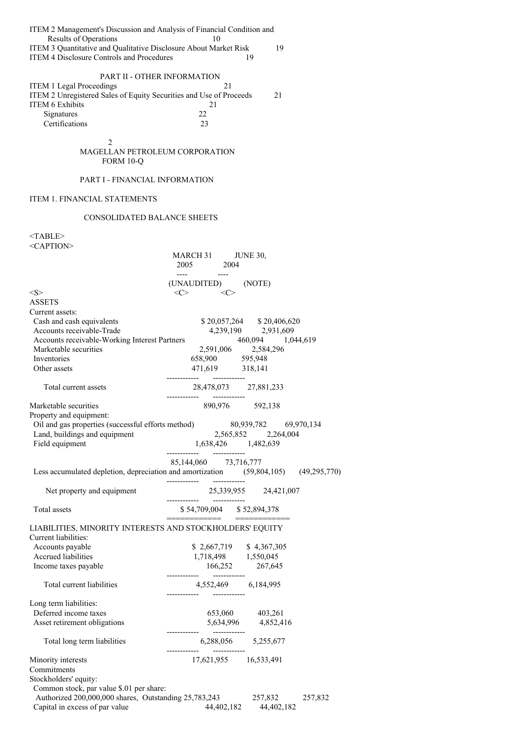| | |
|---|---|
| ITEM 2 Management's Discussion and Analysis of Financial Condition and Results of Operations | 10 |
| ITEM 3 Quantitative and Qualitative Disclosure About Market Risk | 19 |
| ITEM 4 Disclosure Controls and Procedures | 19 |

PART II - OTHER INFORMATION

| | |
|---|---|
| ITEM 1 Legal Proceedings | 21 |
| ITEM 2 Unregistered Sales of Equity Securities and Use of Proceeds | 21 |
| ITEM 6 Exhibits | 21 |
| Signatures | 22 |
| Certifications | 23 |

MAGELLAN PETROLEUM CORPORATION
FORM 10-Q

PART I - FINANCIAL INFORMATION

ITEM 1. FINANCIAL STATEMENTS

CONSOLIDATED BALANCE SHEETS

| | MARCH 31 2005 (UNAUDITED) | JUNE 30, 2004 (NOTE) |
|---|---|---|
| **ASSETS** | | |
| Current assets: | | |
| Cash and cash equivalents | $ 20,057,264 | $ 20,406,620 |
| Accounts receivable-Trade | 4,239,190 | 2,931,609 |
| Accounts receivable-Working Interest Partners | 460,094 | 1,044,619 |
| Marketable securities | 2,591,006 | 2,584,296 |
| Inventories | 658,900 | 595,948 |
| Other assets | 471,619 | 318,141 |
| Total current assets | 28,478,073 | 27,881,233 |
| Marketable securities | 890,976 | 592,138 |
| Property and equipment: | | |
| Oil and gas properties (successful efforts method) | 80,939,782 | 69,970,134 |
| Land, buildings and equipment | 2,565,852 | 2,264,004 |
| Field equipment | 1,638,426 | 1,482,639 |
| | 85,144,060 | 73,716,777 |
| Less accumulated depletion, depreciation and amortization | (59,804,105) | (49,295,770) |
| Net property and equipment | 25,339,955 | 24,421,007 |
| Total assets | $ 54,709,004 | $ 52,894,378 |
| **LIABILITIES, MINORITY INTERESTS AND STOCKHOLDERS' EQUITY** | | |
| Current liabilities: | | |
| Accounts payable | $ 2,667,719 | $ 4,367,305 |
| Accrued liabilities | 1,718,498 | 1,550,045 |
| Income taxes payable | 166,252 | 267,645 |
| Total current liabilities | 4,552,469 | 6,184,995 |
| Long term liabilities: | | |
| Deferred income taxes | 653,060 | 403,261 |
| Asset retirement obligations | 5,634,996 | 4,852,416 |
| Total long term liabilities | 6,288,056 | 5,255,677 |
| Minority interests | 17,621,955 | 16,533,491 |
| Commitments | | |
| Stockholders' equity: | | |
| Common stock, par value $.01 per share: Authorized 200,000,000 shares, Outstanding 25,783,243 | 257,832 | 257,832 |
| Capital in excess of par value | 44,402,182 | 44,402,182 |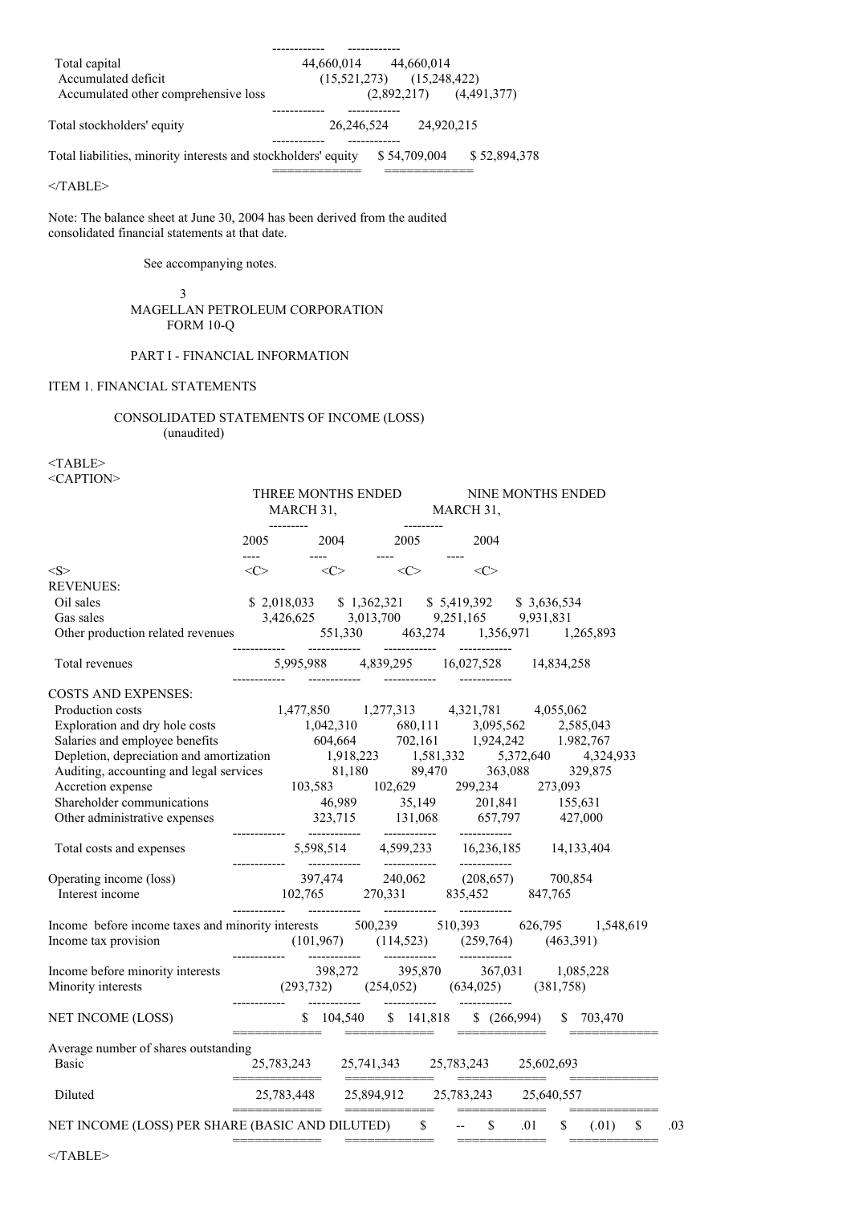| | | |
|---|---|---|
| Total capital | 44,660,014 | 44,660,014 |
| Accumulated deficit | (15,521,273) | (15,248,422) |
| Accumulated other comprehensive loss | (2,892,217) | (4,491,377) |
| Total stockholders' equity | 26,246,524 | 24,920,215 |
| Total liabilities, minority interests and stockholders' equity | $ 54,709,004 | $ 52,894,378 |

Note: The balance sheet at June 30, 2004 has been derived from the audited consolidated financial statements at that date.

See accompanying notes.

MAGELLAN PETROLEUM CORPORATION
FORM 10-Q

PART I - FINANCIAL INFORMATION

ITEM 1. FINANCIAL STATEMENTS

CONSOLIDATED STATEMENTS OF INCOME (LOSS)
(unaudited)

| | THREE MONTHS ENDED MARCH 31, | | NINE MONTHS ENDED MARCH 31, | |
|---|---|---|---|---|
| | 2005 | 2004 | 2005 | 2004 |
| REVENUES: | | | | |
| Oil sales | $ 2,018,033 | $ 1,362,321 | $ 5,419,392 | $ 3,636,534 |
| Gas sales | 3,426,625 | 3,013,700 | 9,251,165 | 9,931,831 |
| Other production related revenues | 551,330 | 463,274 | 1,356,971 | 1,265,893 |
| Total revenues | 5,995,988 | 4,839,295 | 16,027,528 | 14,834,258 |
| COSTS AND EXPENSES: | | | | |
| Production costs | 1,477,850 | 1,277,313 | 4,321,781 | 4,055,062 |
| Exploration and dry hole costs | 1,042,310 | 680,111 | 3,095,562 | 2,585,043 |
| Salaries and employee benefits | 604,664 | 702,161 | 1,924,242 | 1.982,767 |
| Depletion, depreciation and amortization | 1,918,223 | 1,581,332 | 5,372,640 | 4,324,933 |
| Auditing, accounting and legal services | 81,180 | 89,470 | 363,088 | 329,875 |
| Accretion expense | 103,583 | 102,629 | 299,234 | 273,093 |
| Shareholder communications | 46,989 | 35,149 | 201,841 | 155,631 |
| Other administrative expenses | 323,715 | 131,068 | 657,797 | 427,000 |
| Total costs and expenses | 5,598,514 | 4,599,233 | 16,236,185 | 14,133,404 |
| Operating income (loss) | 397,474 | 240,062 | (208,657) | 700,854 |
| Interest income | 102,765 | 270,331 | 835,452 | 847,765 |
| Income before income taxes and minority interests | 500,239 | 510,393 | 626,795 | 1,548,619 |
| Income tax provision | (101,967) | (114,523) | (259,764) | (463,391) |
| Income before minority interests | 398,272 | 395,870 | 367,031 | 1,085,228 |
| Minority interests | (293,732) | (254,052) | (634,025) | (381,758) |
| NET INCOME (LOSS) | $ 104,540 | $ 141,818 | $ (266,994) | $ 703,470 |
| Average number of shares outstanding | | | | |
| Basic | 25,783,243 | 25,741,343 | 25,783,243 | 25,602,693 |
| Diluted | 25,783,448 | 25,894,912 | 25,783,243 | 25,640,557 |
| NET INCOME (LOSS) PER SHARE (BASIC AND DILUTED) | $ -- | $ .01 | $ (.01) | $ .03 |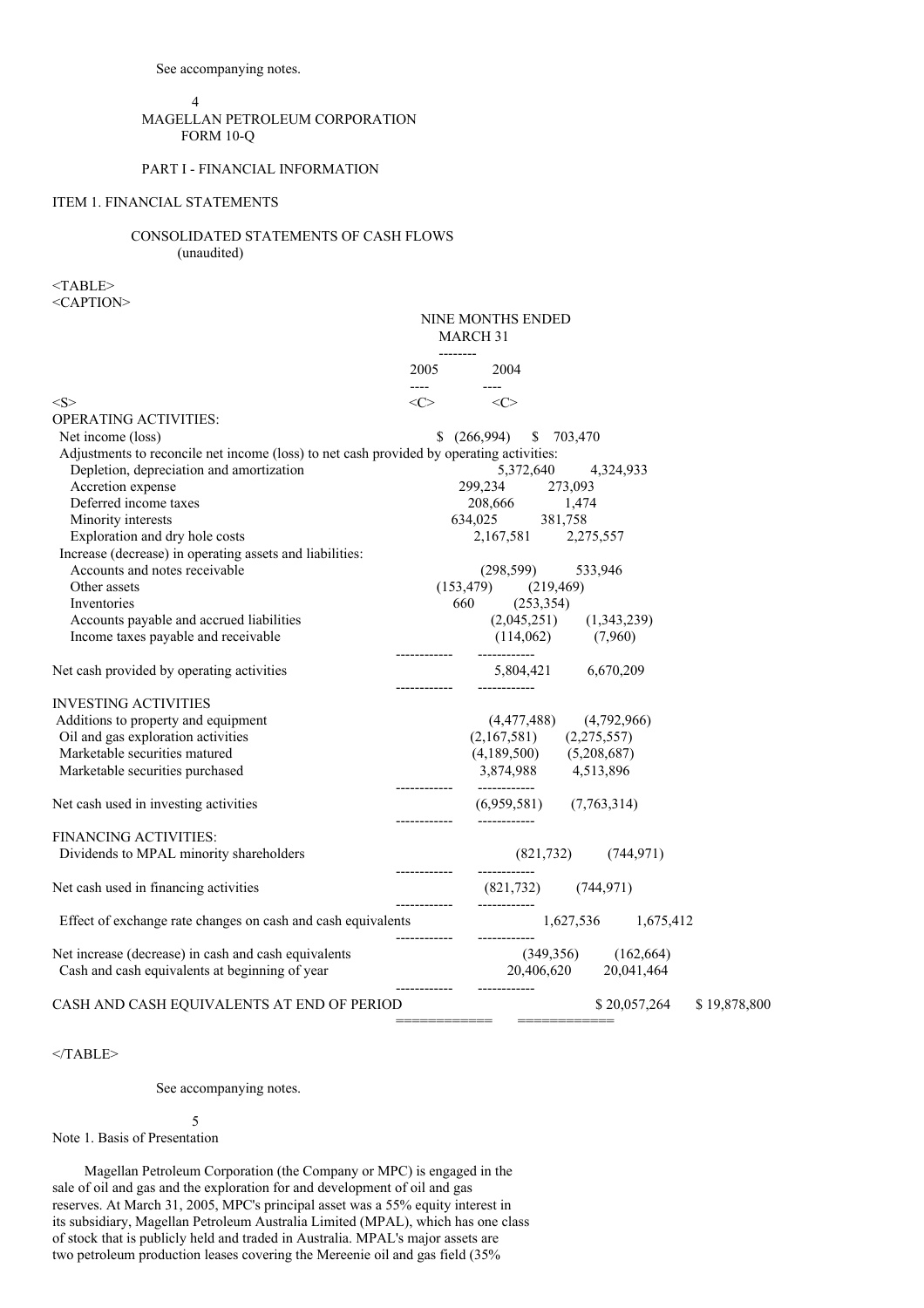See accompanying notes.

MAGELLAN PETROLEUM CORPORATION
FORM 10-Q

PART I - FINANCIAL INFORMATION

ITEM 1. FINANCIAL STATEMENTS

CONSOLIDATED STATEMENTS OF CASH FLOWS
(unaudited)

| | NINE MONTHS ENDED MARCH 31 | |
|---|---|---|
| | 2005 | 2004 |
| **OPERATING ACTIVITIES:** | | |
| Net income (loss) | $ (266,994) | $ 703,470 |
| Adjustments to reconcile net income (loss) to net cash provided by operating activities: | | |
| Depletion, depreciation and amortization | 5,372,640 | 4,324,933 |
| Accretion expense | 299,234 | 273,093 |
| Deferred income taxes | 208,666 | 1,474 |
| Minority interests | 634,025 | 381,758 |
| Exploration and dry hole costs | 2,167,581 | 2,275,557 |
| Increase (decrease) in operating assets and liabilities: | | |
| Accounts and notes receivable | (298,599) | 533,946 |
| Other assets | (153,479) | (219,469) |
| Inventories | 660 | (253,354) |
| Accounts payable and accrued liabilities | (2,045,251) | (1,343,239) |
| Income taxes payable and receivable | (114,062) | (7,960) |
| Net cash provided by operating activities | 5,804,421 | 6,670,209 |
| **INVESTING ACTIVITIES** | | |
| Additions to property and equipment | (4,477,488) | (4,792,966) |
| Oil and gas exploration activities | (2,167,581) | (2,275,557) |
| Marketable securities matured | (4,189,500) | (5,208,687) |
| Marketable securities purchased | 3,874,988 | 4,513,896 |
| Net cash used in investing activities | (6,959,581) | (7,763,314) |
| **FINANCING ACTIVITIES:** | | |
| Dividends to MPAL minority shareholders | (821,732) | (744,971) |
| Net cash used in financing activities | (821,732) | (744,971) |
| Effect of exchange rate changes on cash and cash equivalents | 1,627,536 | 1,675,412 |
| Net increase (decrease) in cash and cash equivalents | (349,356) | (162,664) |
| Cash and cash equivalents at beginning of year | 20,406,620 | 20,041,464 |
| CASH AND CASH EQUIVALENTS AT END OF PERIOD | $ 20,057,264 | $ 19,878,800 |

See accompanying notes.

Note 1. Basis of Presentation

Magellan Petroleum Corporation (the Company or MPC) is engaged in the sale of oil and gas and the exploration for and development of oil and gas reserves. At March 31, 2005, MPC's principal asset was a 55% equity interest in its subsidiary, Magellan Petroleum Australia Limited (MPAL), which has one class of stock that is publicly held and traded in Australia. MPAL's major assets are two petroleum production leases covering the Mereenie oil and gas field (35%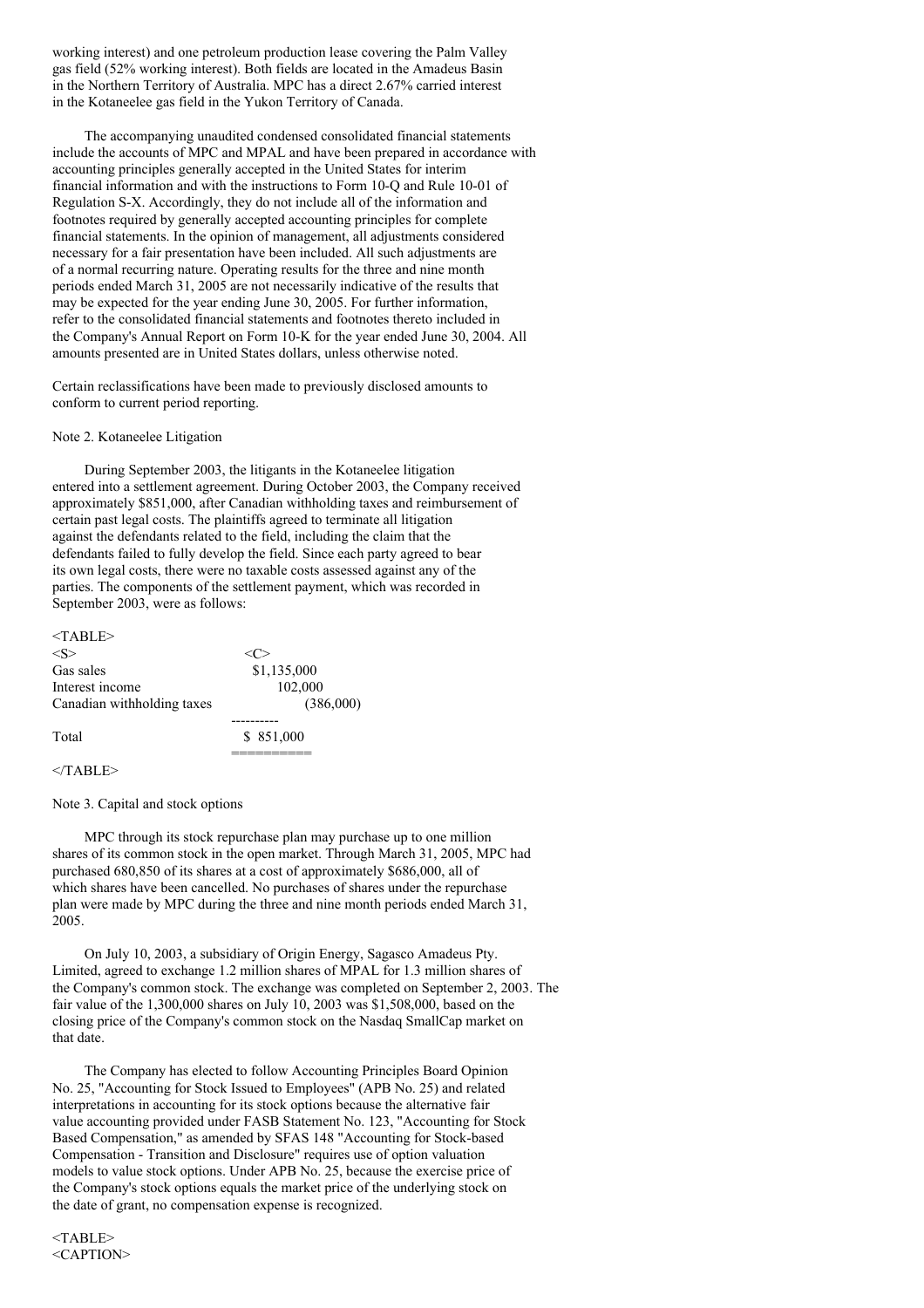working interest) and one petroleum production lease covering the Palm Valley gas field (52% working interest). Both fields are located in the Amadeus Basin in the Northern Territory of Australia. MPC has a direct 2.67% carried interest in the Kotaneelee gas field in the Yukon Territory of Canada.

The accompanying unaudited condensed consolidated financial statements include the accounts of MPC and MPAL and have been prepared in accordance with accounting principles generally accepted in the United States for interim financial information and with the instructions to Form 10-Q and Rule 10-01 of Regulation S-X. Accordingly, they do not include all of the information and footnotes required by generally accepted accounting principles for complete financial statements. In the opinion of management, all adjustments considered necessary for a fair presentation have been included. All such adjustments are of a normal recurring nature. Operating results for the three and nine month periods ended March 31, 2005 are not necessarily indicative of the results that may be expected for the year ending June 30, 2005. For further information, refer to the consolidated financial statements and footnotes thereto included in the Company's Annual Report on Form 10-K for the year ended June 30, 2004. All amounts presented are in United States dollars, unless otherwise noted.

Certain reclassifications have been made to previously disclosed amounts to conform to current period reporting.

Note 2. Kotaneelee Litigation

During September 2003, the litigants in the Kotaneelee litigation entered into a settlement agreement. During October 2003, the Company received approximately $851,000, after Canadian withholding taxes and reimbursement of certain past legal costs. The plaintiffs agreed to terminate all litigation against the defendants related to the field, including the claim that the defendants failed to fully develop the field. Since each party agreed to bear its own legal costs, there were no taxable costs assessed against any of the parties. The components of the settlement payment, which was recorded in September 2003, were as follows:

| | |
|---|---|
| Gas sales | $1,135,000 |
| Interest income | 102,000 |
| Canadian withholding taxes | (386,000) |
| Total | $ 851,000 |

Note 3. Capital and stock options

MPC through its stock repurchase plan may purchase up to one million shares of its common stock in the open market. Through March 31, 2005, MPC had purchased 680,850 of its shares at a cost of approximately $686,000, all of which shares have been cancelled. No purchases of shares under the repurchase plan were made by MPC during the three and nine month periods ended March 31, 2005.

On July 10, 2003, a subsidiary of Origin Energy, Sagasco Amadeus Pty. Limited, agreed to exchange 1.2 million shares of MPAL for 1.3 million shares of the Company's common stock. The exchange was completed on September 2, 2003. The fair value of the 1,300,000 shares on July 10, 2003 was $1,508,000, based on the closing price of the Company's common stock on the Nasdaq SmallCap market on that date.

The Company has elected to follow Accounting Principles Board Opinion No. 25, "Accounting for Stock Issued to Employees" (APB No. 25) and related interpretations in accounting for its stock options because the alternative fair value accounting provided under FASB Statement No. 123, "Accounting for Stock Based Compensation," as amended by SFAS 148 "Accounting for Stock-based Compensation - Transition and Disclosure" requires use of option valuation models to value stock options. Under APB No. 25, because the exercise price of the Company's stock options equals the market price of the underlying stock on the date of grant, no compensation expense is recognized.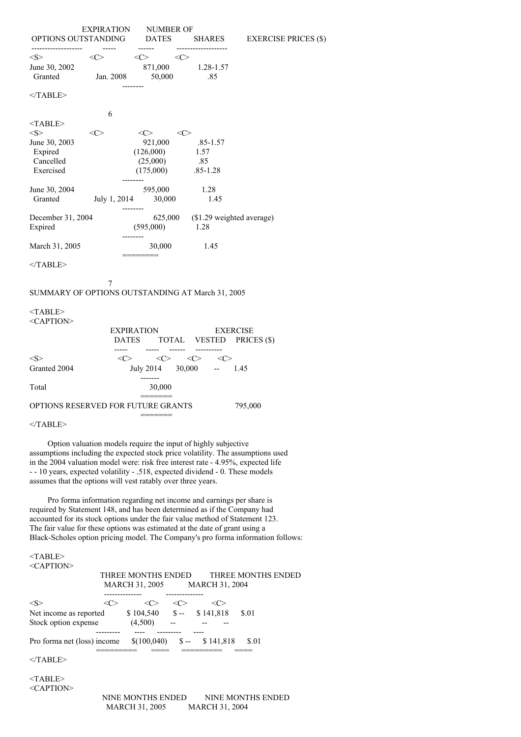| OPTIONS OUTSTANDING | EXPIRATION DATES | NUMBER OF SHARES | EXERCISE PRICES ($) |
|---|---|---|---|
| June 30, 2002 | | 871,000 | 1.28-1.57 |
| Granted | Jan. 2008 | 50,000 | .85 |
| June 30, 2003 | | 921,000 | .85-1.57 |
| Expired | | (126,000) | 1.57 |
| Cancelled | | (25,000) | .85 |
| Exercised | | (175,000) | .85-1.28 |
| June 30, 2004 | | 595,000 | 1.28 |
| Granted | July 1, 2014 | 30,000 | 1.45 |
| December 31, 2004 | | 625,000 | ($1.29 weighted average) |
| Expired | | (595,000) | 1.28 |
| March 31, 2005 | | 30,000 | 1.45 |

SUMMARY OF OPTIONS OUTSTANDING AT March 31, 2005

| | EXPIRATION DATES | TOTAL | VESTED | EXERCISE PRICES ($) |
|---|---|---|---|---|
| Granted 2004 | July 2014 | 30,000 | -- | 1.45 |
| Total | | 30,000 | | |
| OPTIONS RESERVED FOR FUTURE GRANTS | | 795,000 | | |

Option valuation models require the input of highly subjective assumptions including the expected stock price volatility. The assumptions used in the 2004 valuation model were: risk free interest rate - 4.95%, expected life - - 10 years, expected volatility - .518, expected dividend - 0. These models assumes that the options will vest ratably over three years.

Pro forma information regarding net income and earnings per share is required by Statement 148, and has been determined as if the Company had accounted for its stock options under the fair value method of Statement 123. The fair value for these options was estimated at the date of grant using a Black-Scholes option pricing model. The Company's pro forma information follows:

| | THREE MONTHS ENDED MARCH 31, 2005 | | THREE MONTHS ENDED MARCH 31, 2004 | |
|---|---|---|---|---|
| Net income as reported | $ 104,540 | $ -- | $ 141,818 | $.01 |
| Stock option expense | (4,500) | -- | -- | -- |
| Pro forma net (loss) income | $(100,040) | $ -- | $ 141,818 | $.01 |

| | NINE MONTHS ENDED MARCH 31, 2005 | NINE MONTHS ENDED MARCH 31, 2004 |
|---|---|---|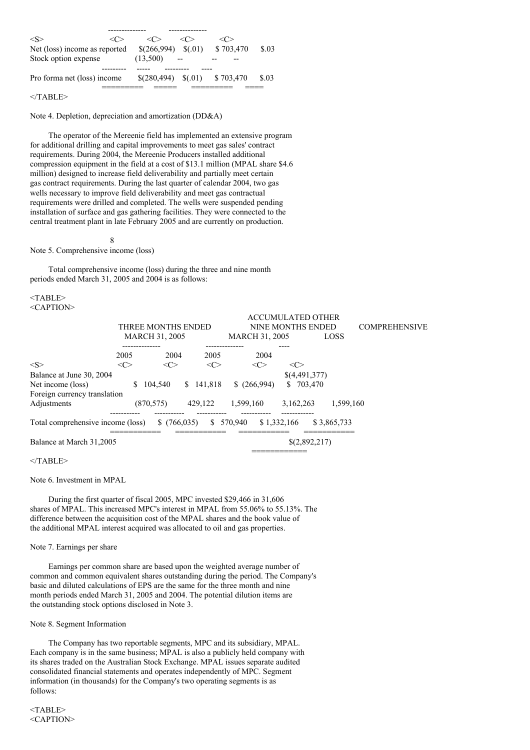| | | | | |
|---|---|---|---|---|
| Net (loss) income as reported | $(266,994) | $(.01) | $ 703,470 | $.03 |
| Stock option expense | (13,500) | -- | -- | -- |
| Pro forma net (loss) income | $(280,494) | $(.01) | $ 703,470 | $.03 |

Note 4. Depletion, depreciation and amortization (DD&A)

The operator of the Mereenie field has implemented an extensive program for additional drilling and capital improvements to meet gas sales' contract requirements. During 2004, the Mereenie Producers installed additional compression equipment in the field at a cost of $13.1 million (MPAL share $4.6 million) designed to increase field deliverability and partially meet certain gas contract requirements. During the last quarter of calendar 2004, two gas wells necessary to improve field deliverability and meet gas contractual requirements were drilled and completed. The wells were suspended pending installation of surface and gas gathering facilities. They were connected to the central treatment plant in late February 2005 and are currently on production.

Note 5. Comprehensive income (loss)

Total comprehensive income (loss) during the three and nine month periods ended March 31, 2005 and 2004 is as follows:

| | THREE MONTHS ENDED MARCH 31, 2005 | | NINE MONTHS ENDED MARCH 31, 2005 | | ACCUMULATED OTHER COMPREHENSIVE LOSS |
|---|---|---|---|---|---|
| | 2005 | 2004 | 2005 | 2004 | |
| Balance at June 30, 2004 | | | | | $(4,491,377) |
| Net income (loss) | $ 104,540 | $ 141,818 | $ (266,994) | $ 703,470 | |
| Foreign currency translation Adjustments | (870,575) | 429,122 | 1,599,160 | 3,162,263 | 1,599,160 |
| Total comprehensive income (loss) | $ (766,035) | $ 570,940 | $ 1,332,166 | $ 3,865,733 | |
| Balance at March 31,2005 | | | | | $(2,892,217) |

Note 6. Investment in MPAL

During the first quarter of fiscal 2005, MPC invested $29,466 in 31,606 shares of MPAL. This increased MPC's interest in MPAL from 55.06% to 55.13%. The difference between the acquisition cost of the MPAL shares and the book value of the additional MPAL interest acquired was allocated to oil and gas properties.

Note 7. Earnings per share

Earnings per common share are based upon the weighted average number of common and common equivalent shares outstanding during the period. The Company's basic and diluted calculations of EPS are the same for the three month and nine month periods ended March 31, 2005 and 2004. The potential dilution items are the outstanding stock options disclosed in Note 3.

Note 8. Segment Information

The Company has two reportable segments, MPC and its subsidiary, MPAL. Each company is in the same business; MPAL is also a publicly held company with its shares traded on the Australian Stock Exchange. MPAL issues separate audited consolidated financial statements and operates independently of MPC. Segment information (in thousands) for the Company's two operating segments is as follows: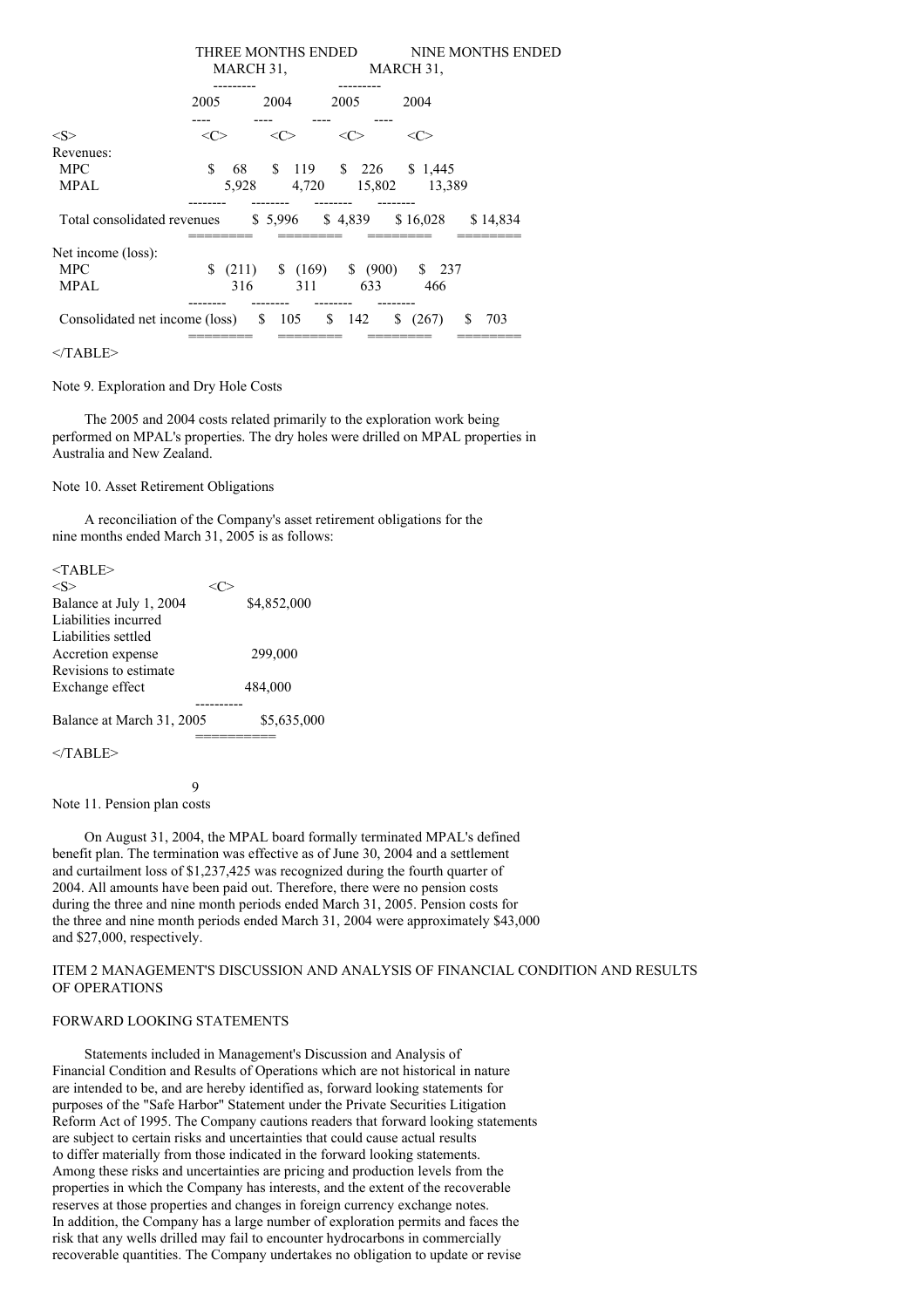| | THREE MONTHS ENDED MARCH 31, | | NINE MONTHS ENDED MARCH 31, | |
|---|---|---|---|---|
| | 2005 | 2004 | 2005 | 2004 |
| Revenues: | | | | |
| MPC | $ 68 | $ 119 | $ 226 | $ 1,445 |
| MPAL | 5,928 | 4,720 | 15,802 | 13,389 |
| Total consolidated revenues | $ 5,996 | $ 4,839 | $ 16,028 | $ 14,834 |
| Net income (loss): | | | | |
| MPC | $ (211) | $ (169) | $ (900) | $ 237 |
| MPAL | 316 | 311 | 633 | 466 |
| Consolidated net income (loss) | $ 105 | $ 142 | $ (267) | $ 703 |

Note 9. Exploration and Dry Hole Costs

The 2005 and 2004 costs related primarily to the exploration work being performed on MPAL's properties. The dry holes were drilled on MPAL properties in Australia and New Zealand.

Note 10. Asset Retirement Obligations

A reconciliation of the Company's asset retirement obligations for the nine months ended March 31, 2005 is as follows:

| | |
|---|---|
| Balance at July 1, 2004 | $4,852,000 |
| Liabilities incurred | |
| Liabilities settled | |
| Accretion expense | 299,000 |
| Revisions to estimate | |
| Exchange effect | 484,000 |
| Balance at March 31, 2005 | $5,635,000 |

Note 11. Pension plan costs

On August 31, 2004, the MPAL board formally terminated MPAL's defined benefit plan. The termination was effective as of June 30, 2004 and a settlement and curtailment loss of $1,237,425 was recognized during the fourth quarter of 2004. All amounts have been paid out. Therefore, there were no pension costs during the three and nine month periods ended March 31, 2005. Pension costs for the three and nine month periods ended March 31, 2004 were approximately $43,000 and $27,000, respectively.

## ITEM 2 MANAGEMENT'S DISCUSSION AND ANALYSIS OF FINANCIAL CONDITION AND RESULTS OF OPERATIONS

### FORWARD LOOKING STATEMENTS

Statements included in Management's Discussion and Analysis of Financial Condition and Results of Operations which are not historical in nature are intended to be, and are hereby identified as, forward looking statements for purposes of the "Safe Harbor" Statement under the Private Securities Litigation Reform Act of 1995. The Company cautions readers that forward looking statements are subject to certain risks and uncertainties that could cause actual results to differ materially from those indicated in the forward looking statements. Among these risks and uncertainties are pricing and production levels from the properties in which the Company has interests, and the extent of the recoverable reserves at those properties and changes in foreign currency exchange notes. In addition, the Company has a large number of exploration permits and faces the risk that any wells drilled may fail to encounter hydrocarbons in commercially recoverable quantities. The Company undertakes no obligation to update or revise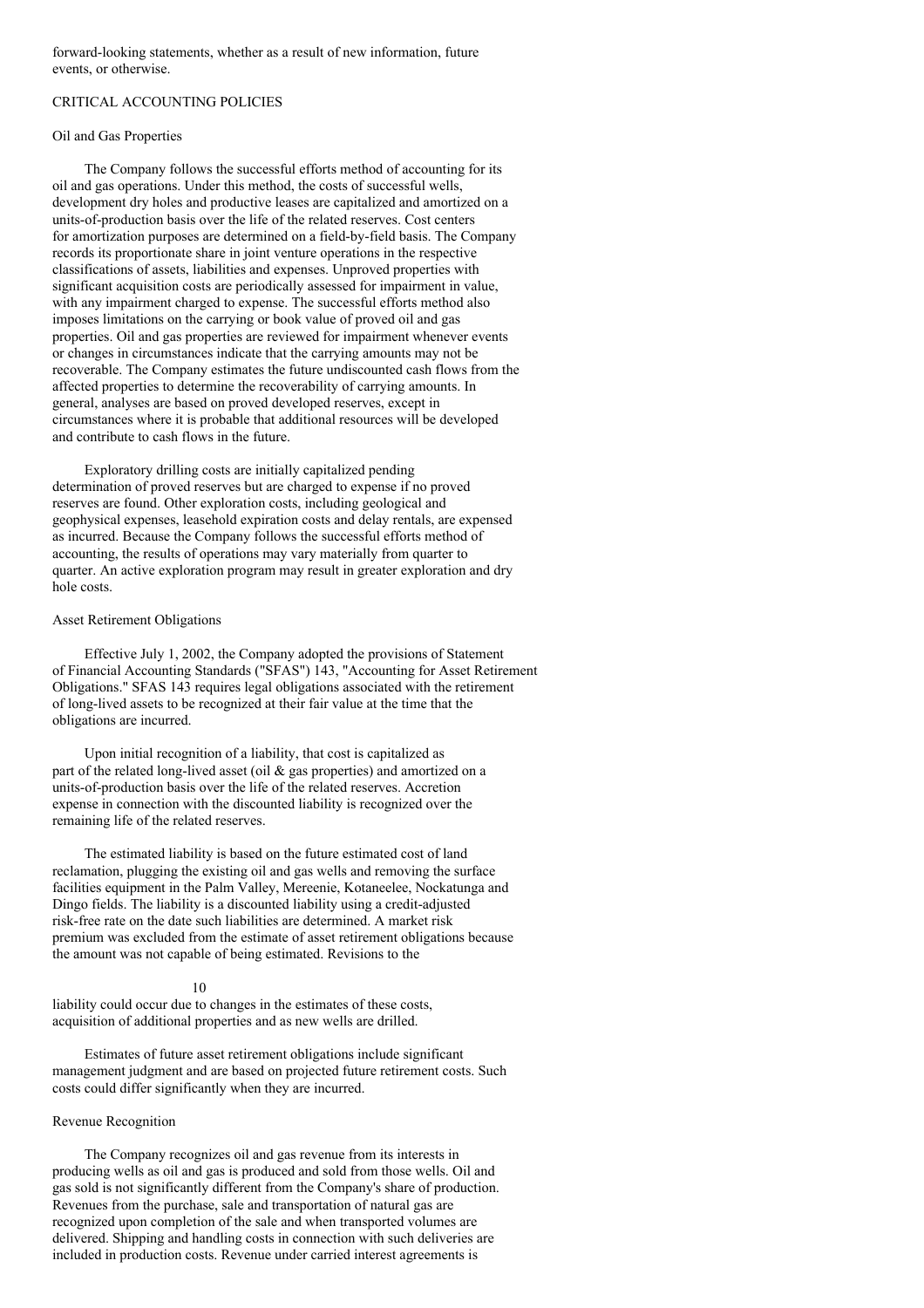forward-looking statements, whether as a result of new information, future events, or otherwise.

## CRITICAL ACCOUNTING POLICIES

### Oil and Gas Properties

The Company follows the successful efforts method of accounting for its oil and gas operations. Under this method, the costs of successful wells, development dry holes and productive leases are capitalized and amortized on a units-of-production basis over the life of the related reserves. Cost centers for amortization purposes are determined on a field-by-field basis. The Company records its proportionate share in joint venture operations in the respective classifications of assets, liabilities and expenses. Unproved properties with significant acquisition costs are periodically assessed for impairment in value, with any impairment charged to expense. The successful efforts method also imposes limitations on the carrying or book value of proved oil and gas properties. Oil and gas properties are reviewed for impairment whenever events or changes in circumstances indicate that the carrying amounts may not be recoverable. The Company estimates the future undiscounted cash flows from the affected properties to determine the recoverability of carrying amounts. In general, analyses are based on proved developed reserves, except in circumstances where it is probable that additional resources will be developed and contribute to cash flows in the future.

Exploratory drilling costs are initially capitalized pending determination of proved reserves but are charged to expense if no proved reserves are found. Other exploration costs, including geological and geophysical expenses, leasehold expiration costs and delay rentals, are expensed as incurred. Because the Company follows the successful efforts method of accounting, the results of operations may vary materially from quarter to quarter. An active exploration program may result in greater exploration and dry hole costs.

### Asset Retirement Obligations

Effective July 1, 2002, the Company adopted the provisions of Statement of Financial Accounting Standards ("SFAS") 143, "Accounting for Asset Retirement Obligations." SFAS 143 requires legal obligations associated with the retirement of long-lived assets to be recognized at their fair value at the time that the obligations are incurred.

Upon initial recognition of a liability, that cost is capitalized as part of the related long-lived asset (oil & gas properties) and amortized on a units-of-production basis over the life of the related reserves. Accretion expense in connection with the discounted liability is recognized over the remaining life of the related reserves.

The estimated liability is based on the future estimated cost of land reclamation, plugging the existing oil and gas wells and removing the surface facilities equipment in the Palm Valley, Mereenie, Kotaneelee, Nockatunga and Dingo fields. The liability is a discounted liability using a credit-adjusted risk-free rate on the date such liabilities are determined. A market risk premium was excluded from the estimate of asset retirement obligations because the amount was not capable of being estimated. Revisions to the liability could occur due to changes in the estimates of these costs, acquisition of additional properties and as new wells are drilled.

Estimates of future asset retirement obligations include significant management judgment and are based on projected future retirement costs. Such costs could differ significantly when they are incurred.

### Revenue Recognition

The Company recognizes oil and gas revenue from its interests in producing wells as oil and gas is produced and sold from those wells. Oil and gas sold is not significantly different from the Company's share of production. Revenues from the purchase, sale and transportation of natural gas are recognized upon completion of the sale and when transported volumes are delivered. Shipping and handling costs in connection with such deliveries are included in production costs. Revenue under carried interest agreements is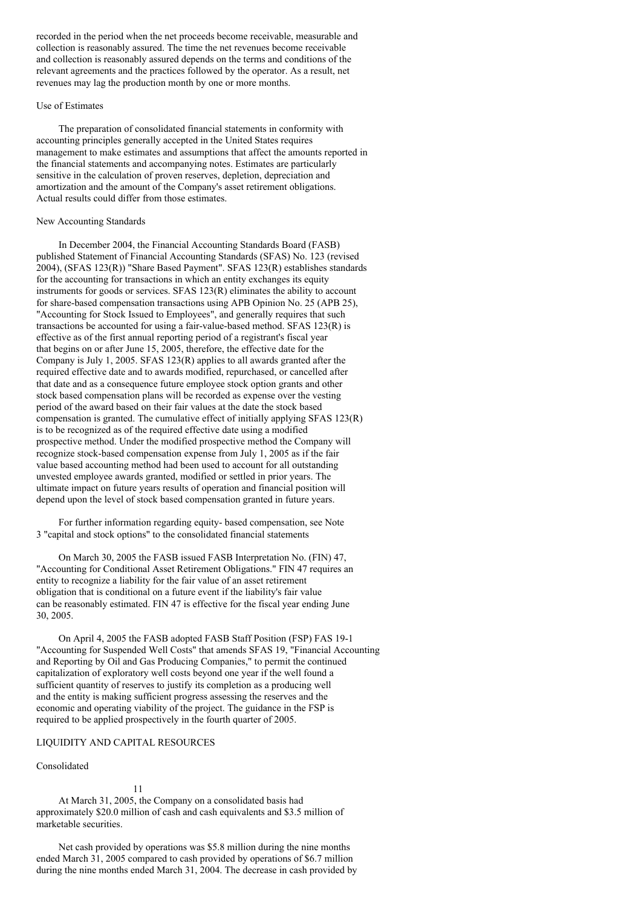recorded in the period when the net proceeds become receivable, measurable and collection is reasonably assured. The time the net revenues become receivable and collection is reasonably assured depends on the terms and conditions of the relevant agreements and the practices followed by the operator. As a result, net revenues may lag the production month by one or more months.

### Use of Estimates

The preparation of consolidated financial statements in conformity with accounting principles generally accepted in the United States requires management to make estimates and assumptions that affect the amounts reported in the financial statements and accompanying notes. Estimates are particularly sensitive in the calculation of proven reserves, depletion, depreciation and amortization and the amount of the Company's asset retirement obligations. Actual results could differ from those estimates.

### New Accounting Standards

In December 2004, the Financial Accounting Standards Board (FASB) published Statement of Financial Accounting Standards (SFAS) No. 123 (revised 2004), (SFAS 123(R)) "Share Based Payment". SFAS 123(R) establishes standards for the accounting for transactions in which an entity exchanges its equity instruments for goods or services. SFAS 123(R) eliminates the ability to account for share-based compensation transactions using APB Opinion No. 25 (APB 25), "Accounting for Stock Issued to Employees", and generally requires that such transactions be accounted for using a fair-value-based method. SFAS 123(R) is effective as of the first annual reporting period of a registrant's fiscal year that begins on or after June 15, 2005, therefore, the effective date for the Company is July 1, 2005. SFAS 123(R) applies to all awards granted after the required effective date and to awards modified, repurchased, or cancelled after that date and as a consequence future employee stock option grants and other stock based compensation plans will be recorded as expense over the vesting period of the award based on their fair values at the date the stock based compensation is granted. The cumulative effect of initially applying SFAS 123(R) is to be recognized as of the required effective date using a modified prospective method. Under the modified prospective method the Company will recognize stock-based compensation expense from July 1, 2005 as if the fair value based accounting method had been used to account for all outstanding unvested employee awards granted, modified or settled in prior years. The ultimate impact on future years results of operation and financial position will depend upon the level of stock based compensation granted in future years.

For further information regarding equity- based compensation, see Note 3 "capital and stock options" to the consolidated financial statements

On March 30, 2005 the FASB issued FASB Interpretation No. (FIN) 47, "Accounting for Conditional Asset Retirement Obligations." FIN 47 requires an entity to recognize a liability for the fair value of an asset retirement obligation that is conditional on a future event if the liability's fair value can be reasonably estimated. FIN 47 is effective for the fiscal year ending June 30, 2005.

On April 4, 2005 the FASB adopted FASB Staff Position (FSP) FAS 19-1 "Accounting for Suspended Well Costs" that amends SFAS 19, "Financial Accounting and Reporting by Oil and Gas Producing Companies," to permit the continued capitalization of exploratory well costs beyond one year if the well found a sufficient quantity of reserves to justify its completion as a producing well and the entity is making sufficient progress assessing the reserves and the economic and operating viability of the project. The guidance in the FSP is required to be applied prospectively in the fourth quarter of 2005.

## LIQUIDITY AND CAPITAL RESOURCES

### Consolidated

At March 31, 2005, the Company on a consolidated basis had approximately \$20.0 million of cash and cash equivalents and \$3.5 million of marketable securities.

Net cash provided by operations was \$5.8 million during the nine months ended March 31, 2005 compared to cash provided by operations of \$6.7 million during the nine months ended March 31, 2004. The decrease in cash provided by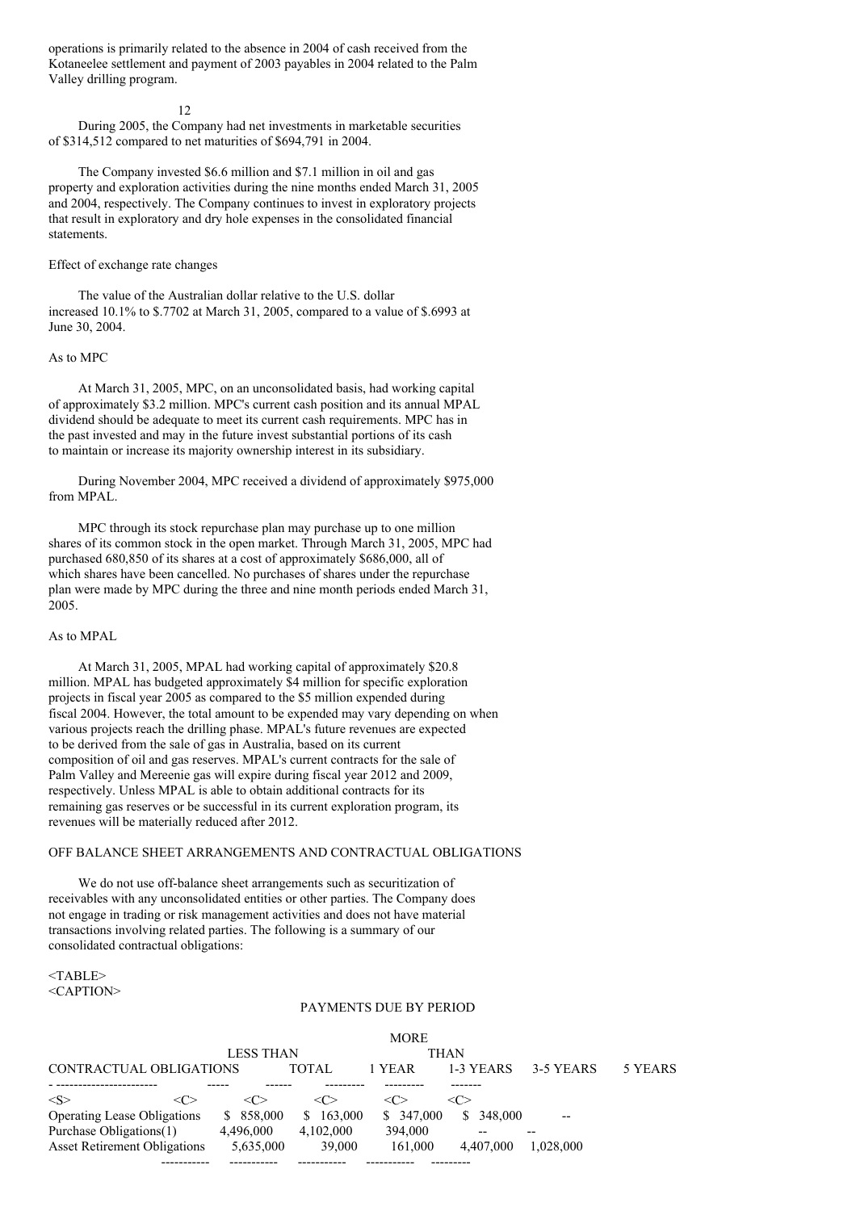operations is primarily related to the absence in 2004 of cash received from the Kotaneelee settlement and payment of 2003 payables in 2004 related to the Palm Valley drilling program.

During 2005, the Company had net investments in marketable securities of $314,512 compared to net maturities of $694,791 in 2004.

The Company invested $6.6 million and $7.1 million in oil and gas property and exploration activities during the nine months ended March 31, 2005 and 2004, respectively. The Company continues to invest in exploratory projects that result in exploratory and dry hole expenses in the consolidated financial statements.

Effect of exchange rate changes

The value of the Australian dollar relative to the U.S. dollar increased 10.1% to $.7702 at March 31, 2005, compared to a value of $.6993 at June 30, 2004.

As to MPC

At March 31, 2005, MPC, on an unconsolidated basis, had working capital of approximately $3.2 million. MPC's current cash position and its annual MPAL dividend should be adequate to meet its current cash requirements. MPC has in the past invested and may in the future invest substantial portions of its cash to maintain or increase its majority ownership interest in its subsidiary.

During November 2004, MPC received a dividend of approximately $975,000 from MPAL.

MPC through its stock repurchase plan may purchase up to one million shares of its common stock in the open market. Through March 31, 2005, MPC had purchased 680,850 of its shares at a cost of approximately $686,000, all of which shares have been cancelled. No purchases of shares under the repurchase plan were made by MPC during the three and nine month periods ended March 31, 2005.

As to MPAL

At March 31, 2005, MPAL had working capital of approximately $20.8 million. MPAL has budgeted approximately $4 million for specific exploration projects in fiscal year 2005 as compared to the $5 million expended during fiscal 2004. However, the total amount to be expended may vary depending on when various projects reach the drilling phase. MPAL's future revenues are expected to be derived from the sale of gas in Australia, based on its current composition of oil and gas reserves. MPAL's current contracts for the sale of Palm Valley and Mereenie gas will expire during fiscal year 2012 and 2009, respectively. Unless MPAL is able to obtain additional contracts for its remaining gas reserves or be successful in its current exploration program, its revenues will be materially reduced after 2012.

OFF BALANCE SHEET ARRANGEMENTS AND CONTRACTUAL OBLIGATIONS

We do not use off-balance sheet arrangements such as securitization of receivables with any unconsolidated entities or other parties. The Company does not engage in trading or risk management activities and does not have material transactions involving related parties. The following is a summary of our consolidated contractual obligations:

PAYMENTS DUE BY PERIOD

| CONTRACTUAL OBLIGATIONS | TOTAL | LESS THAN 1 YEAR | 1-3 YEARS | 3-5 YEARS | MORE THAN 5 YEARS |
|---|---|---|---|---|---|
| Operating Lease Obligations | $ 858,000 | $ 163,000 | $ 347,000 | $ 348,000 | -- |
| Purchase Obligations(1) | 4,496,000 | 4,102,000 | 394,000 | -- | -- |
| Asset Retirement Obligations | 5,635,000 | 39,000 | 161,000 | 4,407,000 | 1,028,000 |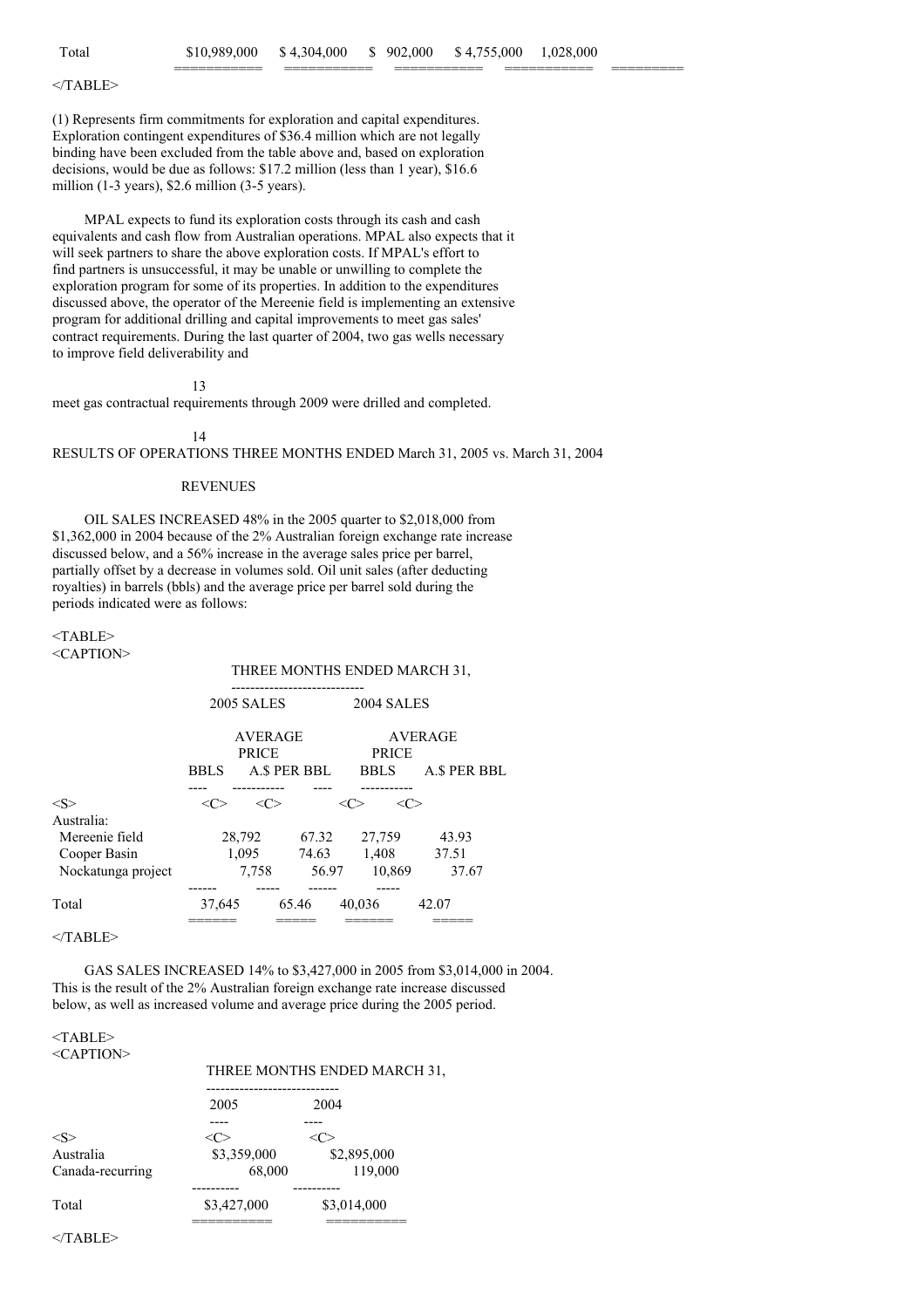| | | | | | |
|---|---|---|---|---|---|
| Total | $10,989,000 | $ 4,304,000 | $ 902,000 | $ 4,755,000 | 1,028,000 |

(1) Represents firm commitments for exploration and capital expenditures. Exploration contingent expenditures of $36.4 million which are not legally binding have been excluded from the table above and, based on exploration decisions, would be due as follows: $17.2 million (less than 1 year), $16.6 million (1-3 years), $2.6 million (3-5 years).

MPAL expects to fund its exploration costs through its cash and cash equivalents and cash flow from Australian operations. MPAL also expects that it will seek partners to share the above exploration costs. If MPAL's effort to find partners is unsuccessful, it may be unable or unwilling to complete the exploration program for some of its properties. In addition to the expenditures discussed above, the operator of the Mereenie field is implementing an extensive program for additional drilling and capital improvements to meet gas sales' contract requirements. During the last quarter of 2004, two gas wells necessary to improve field deliverability and meet gas contractual requirements through 2009 were drilled and completed.

RESULTS OF OPERATIONS THREE MONTHS ENDED March 31, 2005 vs. March 31, 2004

REVENUES

OIL SALES INCREASED 48% in the 2005 quarter to $2,018,000 from $1,362,000 in 2004 because of the 2% Australian foreign exchange rate increase discussed below, and a 56% increase in the average sales price per barrel, partially offset by a decrease in volumes sold. Oil unit sales (after deducting royalties) in barrels (bbls) and the average price per barrel sold during the periods indicated were as follows:

| | THREE MONTHS ENDED MARCH 31, | | | |
|---|---|---|---|---|
| | 2005 SALES | | 2004 SALES | |
| | BBLS | AVERAGE PRICE A.$ PER BBL | BBLS | AVERAGE PRICE A.$ PER BBL |
| Australia: | | | | |
| Mereenie field | 28,792 | 67.32 | 27,759 | 43.93 |
| Cooper Basin | 1,095 | 74.63 | 1,408 | 37.51 |
| Nockatunga project | 7,758 | 56.97 | 10,869 | 37.67 |
| Total | 37,645 | 65.46 | 40,036 | 42.07 |

GAS SALES INCREASED 14% to $3,427,000 in 2005 from $3,014,000 in 2004. This is the result of the 2% Australian foreign exchange rate increase discussed below, as well as increased volume and average price during the 2005 period.

| | THREE MONTHS ENDED MARCH 31, | |
|---|---|---|
| | 2005 | 2004 |
| Australia | $3,359,000 | $2,895,000 |
| Canada-recurring | 68,000 | 119,000 |
| Total | $3,427,000 | $3,014,000 |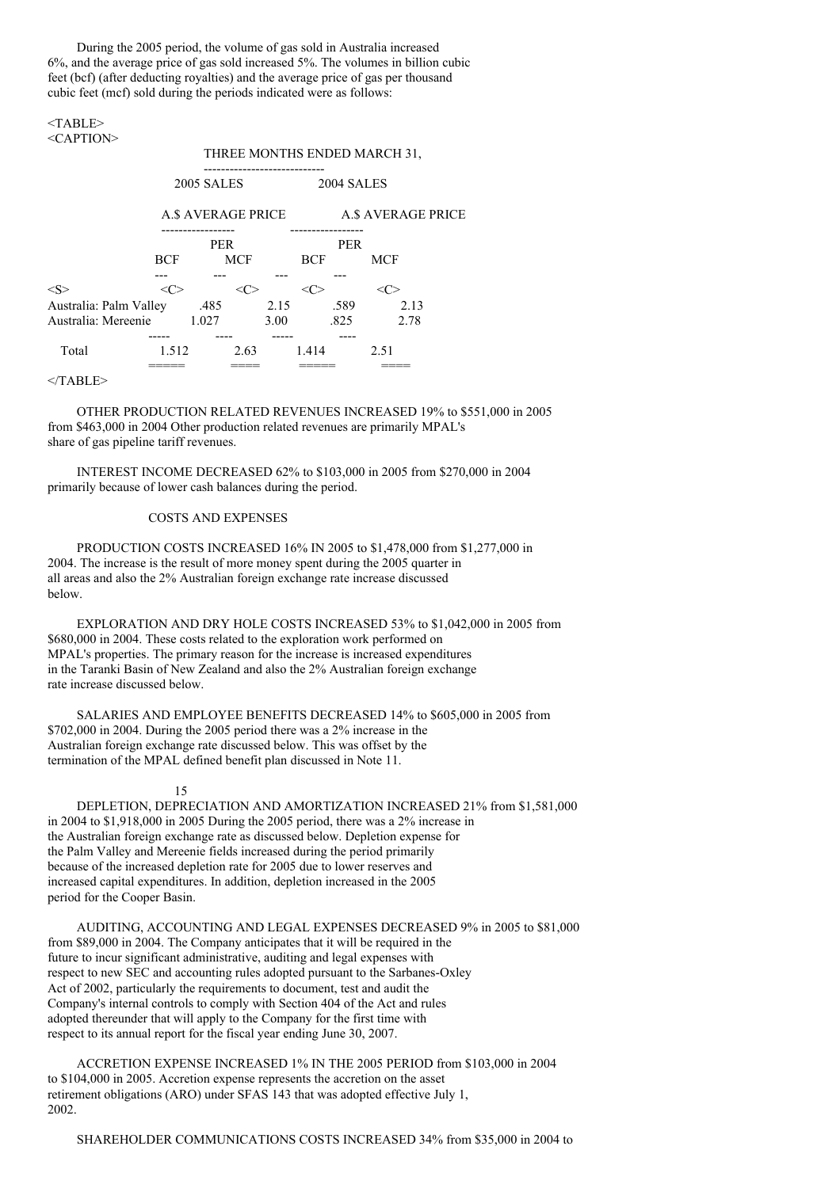During the 2005 period, the volume of gas sold in Australia increased 6%, and the average price of gas sold increased 5%. The volumes in billion cubic feet (bcf) (after deducting royalties) and the average price of gas per thousand cubic feet (mcf) sold during the periods indicated were as follows:

| | THREE MONTHS ENDED MARCH 31, | | | |
|---|---|---|---|---|
| | 2005 SALES | | 2004 SALES | |
| | | A.$ AVERAGE PRICE | | A.$ AVERAGE PRICE |
| | BCF | PER MCF | BCF | PER MCF |
| Australia: Palm Valley | .485 | 2.15 | .589 | 2.13 |
| Australia: Mereenie | 1.027 | 3.00 | .825 | 2.78 |
| Total | 1.512 | 2.63 | 1.414 | 2.51 |

OTHER PRODUCTION RELATED REVENUES INCREASED 19% to $551,000 in 2005 from $463,000 in 2004 Other production related revenues are primarily MPAL's share of gas pipeline tariff revenues.

INTEREST INCOME DECREASED 62% to $103,000 in 2005 from $270,000 in 2004 primarily because of lower cash balances during the period.

COSTS AND EXPENSES

PRODUCTION COSTS INCREASED 16% IN 2005 to $1,478,000 from $1,277,000 in 2004. The increase is the result of more money spent during the 2005 quarter in all areas and also the 2% Australian foreign exchange rate increase discussed below.

EXPLORATION AND DRY HOLE COSTS INCREASED 53% to $1,042,000 in 2005 from $680,000 in 2004. These costs related to the exploration work performed on MPAL's properties. The primary reason for the increase is increased expenditures in the Taranki Basin of New Zealand and also the 2% Australian foreign exchange rate increase discussed below.

SALARIES AND EMPLOYEE BENEFITS DECREASED 14% to $605,000 in 2005 from $702,000 in 2004. During the 2005 period there was a 2% increase in the Australian foreign exchange rate discussed below. This was offset by the termination of the MPAL defined benefit plan discussed in Note 11.

DEPLETION, DEPRECIATION AND AMORTIZATION INCREASED 21% from $1,581,000 in 2004 to $1,918,000 in 2005 During the 2005 period, there was a 2% increase in the Australian foreign exchange rate as discussed below. Depletion expense for the Palm Valley and Mereenie fields increased during the period primarily because of the increased depletion rate for 2005 due to lower reserves and increased capital expenditures. In addition, depletion increased in the 2005 period for the Cooper Basin.

AUDITING, ACCOUNTING AND LEGAL EXPENSES DECREASED 9% in 2005 to $81,000 from $89,000 in 2004. The Company anticipates that it will be required in the future to incur significant administrative, auditing and legal expenses with respect to new SEC and accounting rules adopted pursuant to the Sarbanes-Oxley Act of 2002, particularly the requirements to document, test and audit the Company's internal controls to comply with Section 404 of the Act and rules adopted thereunder that will apply to the Company for the first time with respect to its annual report for the fiscal year ending June 30, 2007.

ACCRETION EXPENSE INCREASED 1% IN THE 2005 PERIOD from $103,000 in 2004 to $104,000 in 2005. Accretion expense represents the accretion on the asset retirement obligations (ARO) under SFAS 143 that was adopted effective July 1, 2002.

SHAREHOLDER COMMUNICATIONS COSTS INCREASED 34% from $35,000 in 2004 to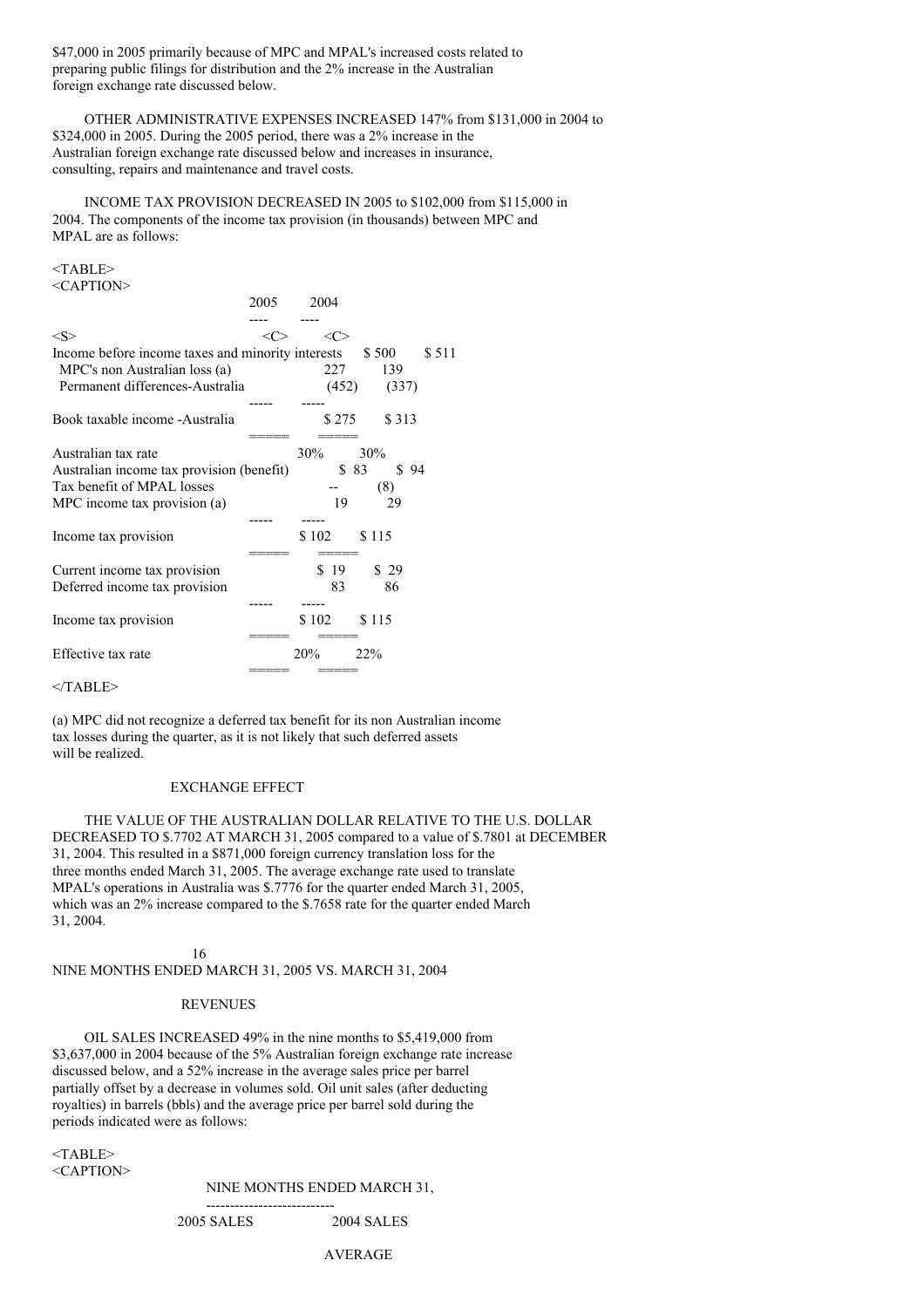$47,000 in 2005 primarily because of MPC and MPAL's increased costs related to preparing public filings for distribution and the 2% increase in the Australian foreign exchange rate discussed below.

OTHER ADMINISTRATIVE EXPENSES INCREASED 147% from $131,000 in 2004 to $324,000 in 2005. During the 2005 period, there was a 2% increase in the Australian foreign exchange rate discussed below and increases in insurance, consulting, repairs and maintenance and travel costs.

INCOME TAX PROVISION DECREASED IN 2005 to $102,000 from $115,000 in 2004. The components of the income tax provision (in thousands) between MPC and MPAL are as follows:

| | 2005 | 2004 |
|---|---|---|
| Income before income taxes and minority interests | $ 500 | $ 511 |
| MPC's non Australian loss (a) | 227 | 139 |
| Permanent differences-Australia | (452) | (337) |
| Book taxable income -Australia | $ 275 | $ 313 |
| Australian tax rate | 30% | 30% |
| Australian income tax provision (benefit) | $ 83 | $ 94 |
| Tax benefit of MPAL losses | -- | (8) |
| MPC income tax provision (a) | 19 | 29 |
| Income tax provision | $ 102 | $ 115 |
| Current income tax provision | $ 19 | $ 29 |
| Deferred income tax provision | 83 | 86 |
| Income tax provision | $ 102 | $ 115 |
| Effective tax rate | 20% | 22% |

(a) MPC did not recognize a deferred tax benefit for its non Australian income tax losses during the quarter, as it is not likely that such deferred assets will be realized.

EXCHANGE EFFECT

THE VALUE OF THE AUSTRALIAN DOLLAR RELATIVE TO THE U.S. DOLLAR DECREASED TO $.7702 AT MARCH 31, 2005 compared to a value of $.7801 at DECEMBER 31, 2004. This resulted in a $871,000 foreign currency translation loss for the three months ended March 31, 2005. The average exchange rate used to translate MPAL's operations in Australia was $.7776 for the quarter ended March 31, 2005, which was an 2% increase compared to the $.7658 rate for the quarter ended March 31, 2004.

NINE MONTHS ENDED MARCH 31, 2005 VS. MARCH 31, 2004

REVENUES

OIL SALES INCREASED 49% in the nine months to $5,419,000 from $3,637,000 in 2004 because of the 5% Australian foreign exchange rate increase discussed below, and a 52% increase in the average sales price per barrel partially offset by a decrease in volumes sold. Oil unit sales (after deducting royalties) in barrels (bbls) and the average price per barrel sold during the periods indicated were as follows:

NINE MONTHS ENDED MARCH 31,

2005 SALES 2004 SALES

AVERAGE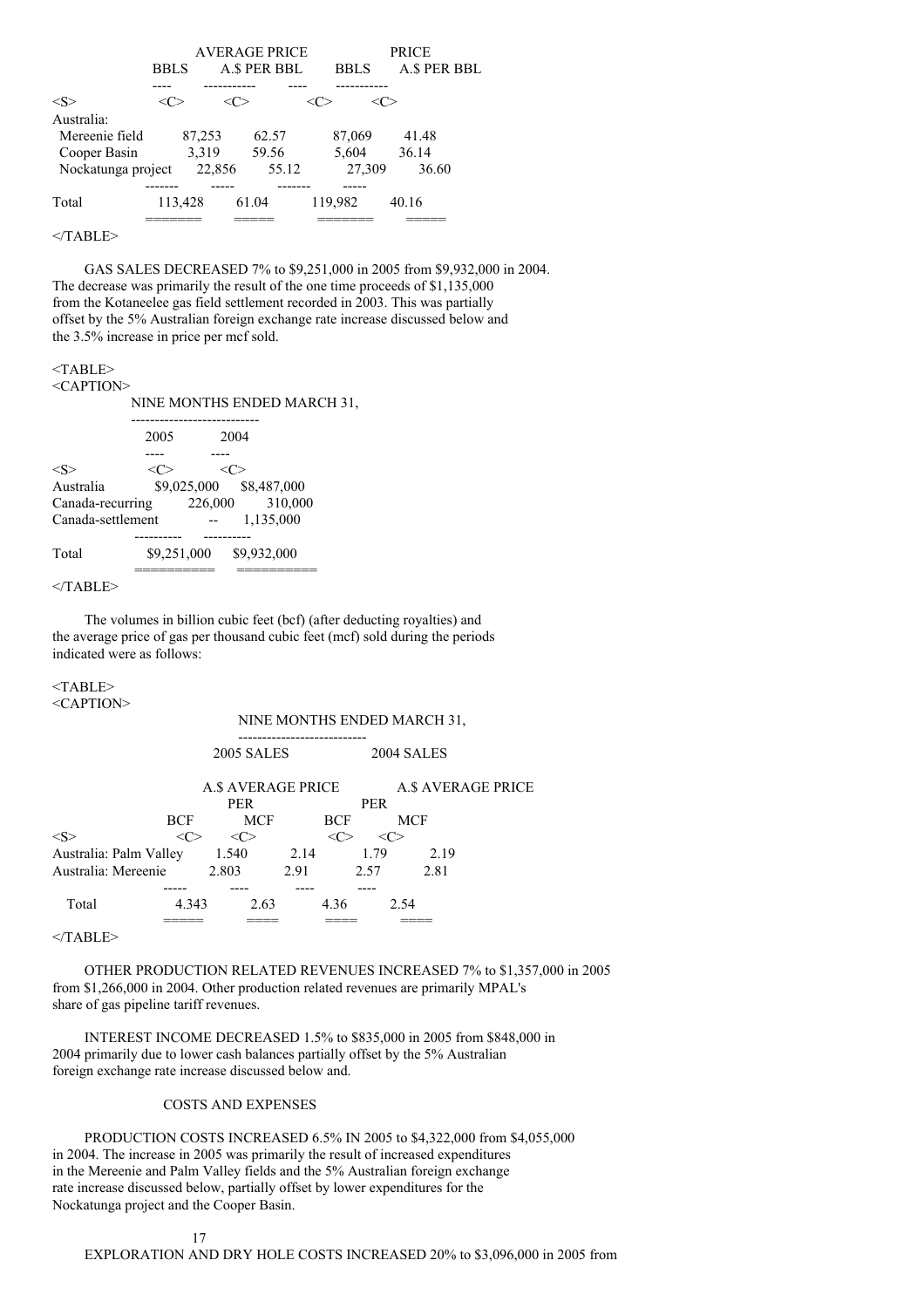| | 2005 | | 2004 | |
|---|---|---|---|---|
| | BBLS | AVERAGE PRICE A.$ PER BBL | BBLS | PRICE A.$ PER BBL |
| Australia: | | | | |
| Mereenie field | 87,253 | 62.57 | 87,069 | 41.48 |
| Cooper Basin | 3,319 | 59.56 | 5,604 | 36.14 |
| Nockatunga project | 22,856 | 55.12 | 27,309 | 36.60 |
| Total | 113,428 | 61.04 | 119,982 | 40.16 |

GAS SALES DECREASED 7% to $9,251,000 in 2005 from $9,932,000 in 2004. The decrease was primarily the result of the one time proceeds of $1,135,000 from the Kotaneelee gas field settlement recorded in 2003. This was partially offset by the 5% Australian foreign exchange rate increase discussed below and the 3.5% increase in price per mcf sold.

| | NINE MONTHS ENDED MARCH 31, | |
|---|---|---|
| | 2005 | 2004 |
| Australia | $9,025,000 | $8,487,000 |
| Canada-recurring | 226,000 | 310,000 |
| Canada-settlement | -- | 1,135,000 |
| Total | $9,251,000 | $9,932,000 |

The volumes in billion cubic feet (bcf) (after deducting royalties) and the average price of gas per thousand cubic feet (mcf) sold during the periods indicated were as follows:

| | NINE MONTHS ENDED MARCH 31, | | | |
|---|---|---|---|---|
| | 2005 SALES | | 2004 SALES | |
| | BCF | A.$ AVERAGE PRICE PER MCF | BCF | A.$ AVERAGE PRICE PER MCF |
| Australia: Palm Valley | 1.540 | 2.14 | 1.79 | 2.19 |
| Australia: Mereenie | 2.803 | 2.91 | 2.57 | 2.81 |
| Total | 4.343 | 2.63 | 4.36 | 2.54 |

OTHER PRODUCTION RELATED REVENUES INCREASED 7% to $1,357,000 in 2005 from $1,266,000 in 2004. Other production related revenues are primarily MPAL's share of gas pipeline tariff revenues.

INTEREST INCOME DECREASED 1.5% to $835,000 in 2005 from $848,000 in 2004 primarily due to lower cash balances partially offset by the 5% Australian foreign exchange rate increase discussed below and.

## COSTS AND EXPENSES

PRODUCTION COSTS INCREASED 6.5% IN 2005 to $4,322,000 from $4,055,000 in 2004. The increase in 2005 was primarily the result of increased expenditures in the Mereenie and Palm Valley fields and the 5% Australian foreign exchange rate increase discussed below, partially offset by lower expenditures for the Nockatunga project and the Cooper Basin.

EXPLORATION AND DRY HOLE COSTS INCREASED 20% to $3,096,000 in 2005 from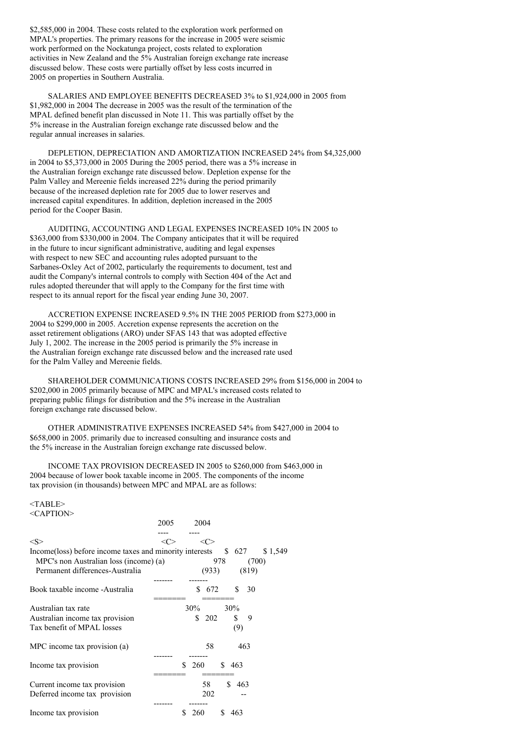$2,585,000 in 2004. These costs related to the exploration work performed on MPAL's properties. The primary reasons for the increase in 2005 were seismic work performed on the Nockatunga project, costs related to exploration activities in New Zealand and the 5% Australian foreign exchange rate increase discussed below. These costs were partially offset by less costs incurred in 2005 on properties in Southern Australia.

SALARIES AND EMPLOYEE BENEFITS DECREASED 3% to $1,924,000 in 2005 from $1,982,000 in 2004 The decrease in 2005 was the result of the termination of the MPAL defined benefit plan discussed in Note 11. This was partially offset by the 5% increase in the Australian foreign exchange rate discussed below and the regular annual increases in salaries.

DEPLETION, DEPRECIATION AND AMORTIZATION INCREASED 24% from $4,325,000 in 2004 to $5,373,000 in 2005 During the 2005 period, there was a 5% increase in the Australian foreign exchange rate discussed below. Depletion expense for the Palm Valley and Mereenie fields increased 22% during the period primarily because of the increased depletion rate for 2005 due to lower reserves and increased capital expenditures. In addition, depletion increased in the 2005 period for the Cooper Basin.

AUDITING, ACCOUNTING AND LEGAL EXPENSES INCREASED 10% IN 2005 to $363,000 from $330,000 in 2004. The Company anticipates that it will be required in the future to incur significant administrative, auditing and legal expenses with respect to new SEC and accounting rules adopted pursuant to the Sarbanes-Oxley Act of 2002, particularly the requirements to document, test and audit the Company's internal controls to comply with Section 404 of the Act and rules adopted thereunder that will apply to the Company for the first time with respect to its annual report for the fiscal year ending June 30, 2007.

ACCRETION EXPENSE INCREASED 9.5% IN THE 2005 PERIOD from $273,000 in 2004 to $299,000 in 2005. Accretion expense represents the accretion on the asset retirement obligations (ARO) under SFAS 143 that was adopted effective July 1, 2002. The increase in the 2005 period is primarily the 5% increase in the Australian foreign exchange rate discussed below and the increased rate used for the Palm Valley and Mereenie fields.

SHAREHOLDER COMMUNICATIONS COSTS INCREASED 29% from $156,000 in 2004 to $202,000 in 2005 primarily because of MPC and MPAL's increased costs related to preparing public filings for distribution and the 5% increase in the Australian foreign exchange rate discussed below.

OTHER ADMINISTRATIVE EXPENSES INCREASED 54% from $427,000 in 2004 to $658,000 in 2005. primarily due to increased consulting and insurance costs and the 5% increase in the Australian foreign exchange rate discussed below.

INCOME TAX PROVISION DECREASED IN 2005 to $260,000 from $463,000 in 2004 because of lower book taxable income in 2005. The components of the income tax provision (in thousands) between MPC and MPAL are as follows:

| | 2005 | 2004 |
|---|---|---|
| Income(loss) before income taxes and minority interests | $ 627 | $ 1,549 |
| MPC's non Australian loss (income) (a) | 978 | (700) |
| Permanent differences-Australia | (933) | (819) |
| Book taxable income -Australia | $ 672 | $ 30 |
| Australian tax rate | 30% | 30% |
| Australian income tax provision | $ 202 | $ 9 |
| Tax benefit of MPAL losses | | (9) |
| MPC income tax provision (a) | 58 | 463 |
| Income tax provision | $ 260 | $ 463 |
| Current income tax provision | 58 | $ 463 |
| Deferred income tax provision | 202 | -- |
| Income tax provision | $ 260 | $ 463 |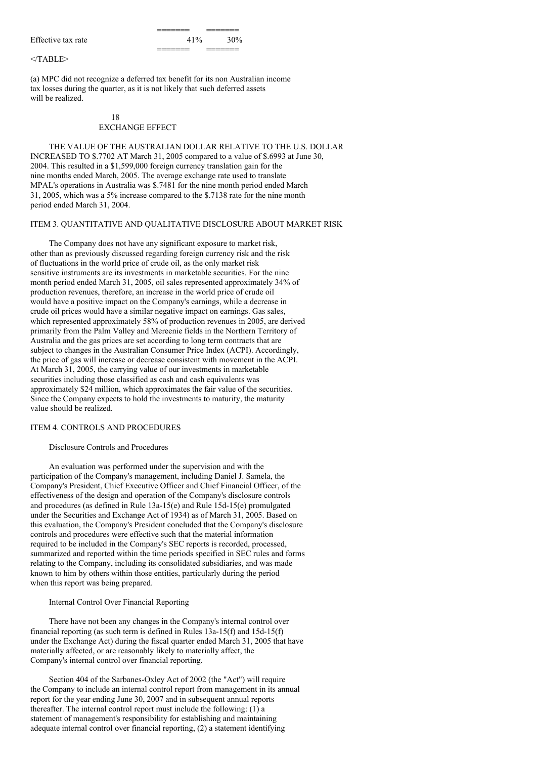| | | |
|---|---|---|
| Effective tax rate | 41% | 30% |

</TABLE>

(a) MPC did not recognize a deferred tax benefit for its non Australian income tax losses during the quarter, as it is not likely that such deferred assets will be realized.

## EXCHANGE EFFECT

THE VALUE OF THE AUSTRALIAN DOLLAR RELATIVE TO THE U.S. DOLLAR INCREASED TO $.7702 AT March 31, 2005 compared to a value of $.6993 at June 30, 2004. This resulted in a $1,599,000 foreign currency translation gain for the nine months ended March, 2005. The average exchange rate used to translate MPAL's operations in Australia was $.7481 for the nine month period ended March 31, 2005, which was a 5% increase compared to the $.7138 rate for the nine month period ended March 31, 2004.

## ITEM 3. QUANTITATIVE AND QUALITATIVE DISCLOSURE ABOUT MARKET RISK

The Company does not have any significant exposure to market risk, other than as previously discussed regarding foreign currency risk and the risk of fluctuations in the world price of crude oil, as the only market risk sensitive instruments are its investments in marketable securities. For the nine month period ended March 31, 2005, oil sales represented approximately 34% of production revenues, therefore, an increase in the world price of crude oil would have a positive impact on the Company's earnings, while a decrease in crude oil prices would have a similar negative impact on earnings. Gas sales, which represented approximately 58% of production revenues in 2005, are derived primarily from the Palm Valley and Mereenie fields in the Northern Territory of Australia and the gas prices are set according to long term contracts that are subject to changes in the Australian Consumer Price Index (ACPI). Accordingly, the price of gas will increase or decrease consistent with movement in the ACPI. At March 31, 2005, the carrying value of our investments in marketable securities including those classified as cash and cash equivalents was approximately $24 million, which approximates the fair value of the securities. Since the Company expects to hold the investments to maturity, the maturity value should be realized.

## ITEM 4. CONTROLS AND PROCEDURES

### Disclosure Controls and Procedures

An evaluation was performed under the supervision and with the participation of the Company's management, including Daniel J. Samela, the Company's President, Chief Executive Officer and Chief Financial Officer, of the effectiveness of the design and operation of the Company's disclosure controls and procedures (as defined in Rule 13a-15(e) and Rule 15d-15(e) promulgated under the Securities and Exchange Act of 1934) as of March 31, 2005. Based on this evaluation, the Company's President concluded that the Company's disclosure controls and procedures were effective such that the material information required to be included in the Company's SEC reports is recorded, processed, summarized and reported within the time periods specified in SEC rules and forms relating to the Company, including its consolidated subsidiaries, and was made known to him by others within those entities, particularly during the period when this report was being prepared.

### Internal Control Over Financial Reporting

There have not been any changes in the Company's internal control over financial reporting (as such term is defined in Rules 13a-15(f) and 15d-15(f) under the Exchange Act) during the fiscal quarter ended March 31, 2005 that have materially affected, or are reasonably likely to materially affect, the Company's internal control over financial reporting.

Section 404 of the Sarbanes-Oxley Act of 2002 (the "Act") will require the Company to include an internal control report from management in its annual report for the year ending June 30, 2007 and in subsequent annual reports thereafter. The internal control report must include the following: (1) a statement of management's responsibility for establishing and maintaining adequate internal control over financial reporting, (2) a statement identifying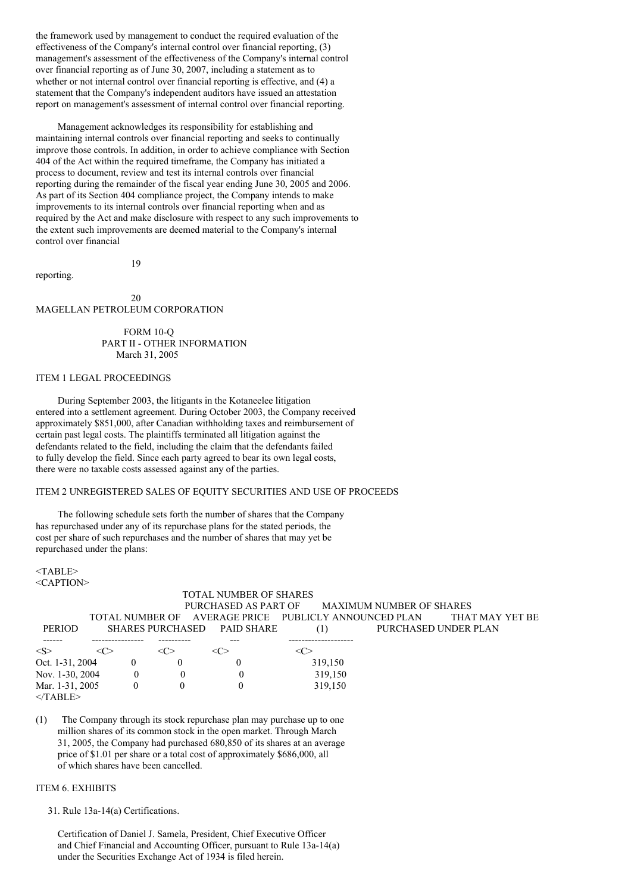the framework used by management to conduct the required evaluation of the effectiveness of the Company's internal control over financial reporting, (3) management's assessment of the effectiveness of the Company's internal control over financial reporting as of June 30, 2007, including a statement as to whether or not internal control over financial reporting is effective, and (4) a statement that the Company's independent auditors have issued an attestation report on management's assessment of internal control over financial reporting.

Management acknowledges its responsibility for establishing and maintaining internal controls over financial reporting and seeks to continually improve those controls. In addition, in order to achieve compliance with Section 404 of the Act within the required timeframe, the Company has initiated a process to document, review and test its internal controls over financial reporting during the remainder of the fiscal year ending June 30, 2005 and 2006. As part of its Section 404 compliance project, the Company intends to make improvements to its internal controls over financial reporting when and as required by the Act and make disclosure with respect to any such improvements to the extent such improvements are deemed material to the Company's internal control over financial reporting.

MAGELLAN PETROLEUM CORPORATION

FORM 10-Q
PART II - OTHER INFORMATION
March 31, 2005

## ITEM 1 LEGAL PROCEEDINGS

During September 2003, the litigants in the Kotaneelee litigation entered into a settlement agreement. During October 2003, the Company received approximately $851,000, after Canadian withholding taxes and reimbursement of certain past legal costs. The plaintiffs terminated all litigation against the defendants related to the field, including the claim that the defendants failed to fully develop the field. Since each party agreed to bear its own legal costs, there were no taxable costs assessed against any of the parties.

## ITEM 2 UNREGISTERED SALES OF EQUITY SECURITIES AND USE OF PROCEEDS

The following schedule sets forth the number of shares that the Company has repurchased under any of its repurchase plans for the stated periods, the cost per share of such repurchases and the number of shares that may yet be repurchased under the plans:

| PERIOD | TOTAL NUMBER OF SHARES PURCHASED | AVERAGE PRICE PAID SHARE | TOTAL NUMBER OF SHARES PURCHASED AS PART OF PUBLICLY ANNOUNCED PLAN (1) | MAXIMUM NUMBER OF SHARES THAT MAY YET BE PURCHASED UNDER PLAN |
|---|---|---|---|---|
| Oct. 1-31, 2004 | 0 | 0 | 0 | 319,150 |
| Nov. 1-30, 2004 | 0 | 0 | 0 | 319,150 |
| Mar. 1-31, 2005 | 0 | 0 | 0 | 319,150 |

(1) The Company through its stock repurchase plan may purchase up to one million shares of its common stock in the open market. Through March 31, 2005, the Company had purchased 680,850 of its shares at an average price of $1.01 per share or a total cost of approximately $686,000, all of which shares have been cancelled.

## ITEM 6. EXHIBITS

31. Rule 13a-14(a) Certifications.

Certification of Daniel J. Samela, President, Chief Executive Officer and Chief Financial and Accounting Officer, pursuant to Rule 13a-14(a) under the Securities Exchange Act of 1934 is filed herein.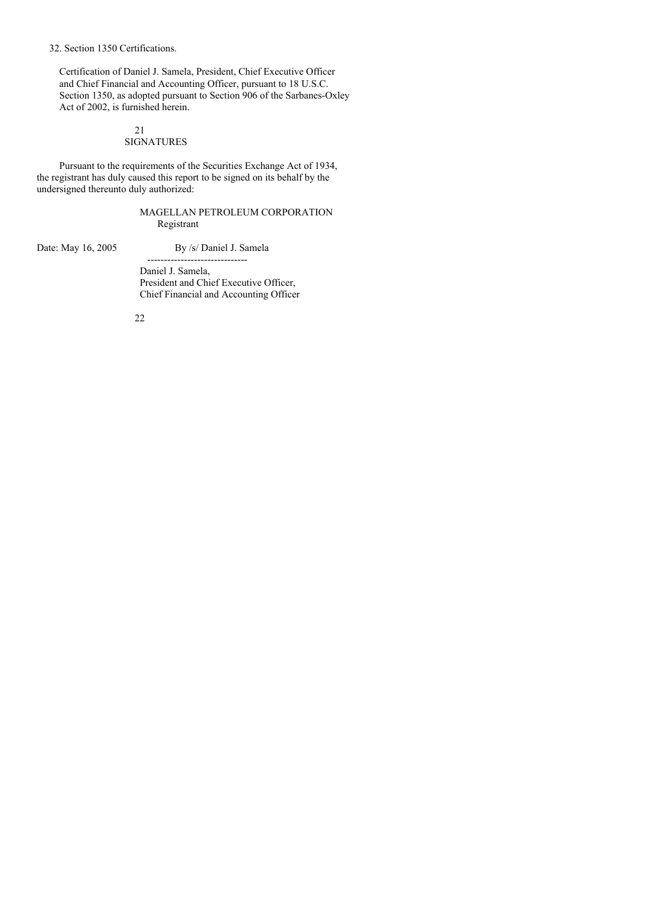32. Section 1350 Certifications.

Certification of Daniel J. Samela, President, Chief Executive Officer and Chief Financial and Accounting Officer, pursuant to 18 U.S.C. Section 1350, as adopted pursuant to Section 906 of the Sarbanes-Oxley Act of 2002, is furnished herein.

## SIGNATURES

Pursuant to the requirements of the Securities Exchange Act of 1934, the registrant has duly caused this report to be signed on its behalf by the undersigned thereunto duly authorized:

MAGELLAN PETROLEUM CORPORATION
Registrant

Date: May 16, 2005

By /s/ Daniel J. Samela

------------------------------

Daniel J. Samela,
President and Chief Executive Officer,
Chief Financial and Accounting Officer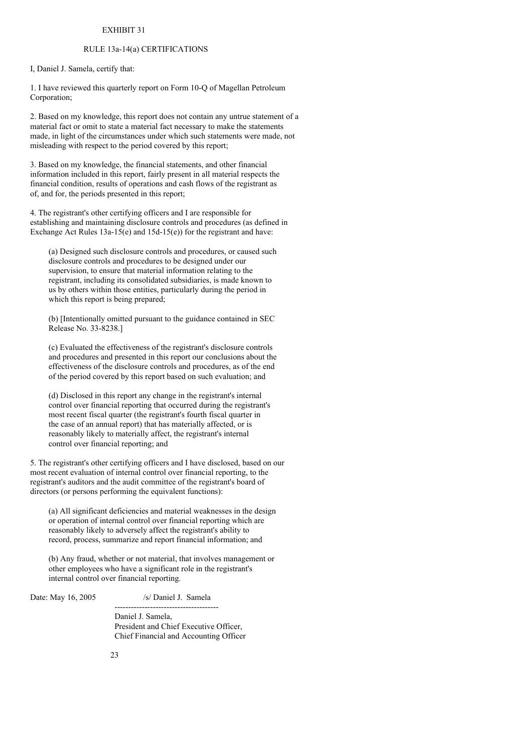EXHIBIT 31

RULE 13a-14(a) CERTIFICATIONS

I, Daniel J. Samela, certify that:

1. I have reviewed this quarterly report on Form 10-Q of Magellan Petroleum Corporation;

2. Based on my knowledge, this report does not contain any untrue statement of a material fact or omit to state a material fact necessary to make the statements made, in light of the circumstances under which such statements were made, not misleading with respect to the period covered by this report;

3. Based on my knowledge, the financial statements, and other financial information included in this report, fairly present in all material respects the financial condition, results of operations and cash flows of the registrant as of, and for, the periods presented in this report;

4. The registrant's other certifying officers and I are responsible for establishing and maintaining disclosure controls and procedures (as defined in Exchange Act Rules 13a-15(e) and 15d-15(e)) for the registrant and have:

(a) Designed such disclosure controls and procedures, or caused such disclosure controls and procedures to be designed under our supervision, to ensure that material information relating to the registrant, including its consolidated subsidiaries, is made known to us by others within those entities, particularly during the period in which this report is being prepared;

(b) [Intentionally omitted pursuant to the guidance contained in SEC Release No. 33-8238.]

(c) Evaluated the effectiveness of the registrant's disclosure controls and procedures and presented in this report our conclusions about the effectiveness of the disclosure controls and procedures, as of the end of the period covered by this report based on such evaluation; and

(d) Disclosed in this report any change in the registrant's internal control over financial reporting that occurred during the registrant's most recent fiscal quarter (the registrant's fourth fiscal quarter in the case of an annual report) that has materially affected, or is reasonably likely to materially affect, the registrant's internal control over financial reporting; and

5. The registrant's other certifying officers and I have disclosed, based on our most recent evaluation of internal control over financial reporting, to the registrant's auditors and the audit committee of the registrant's board of directors (or persons performing the equivalent functions):

(a) All significant deficiencies and material weaknesses in the design or operation of internal control over financial reporting which are reasonably likely to adversely affect the registrant's ability to record, process, summarize and report financial information; and

(b) Any fraud, whether or not material, that involves management or other employees who have a significant role in the registrant's internal control over financial reporting.

Date: May 16, 2005

/s/ Daniel J. Samela

---

Daniel J. Samela,
President and Chief Executive Officer,
Chief Financial and Accounting Officer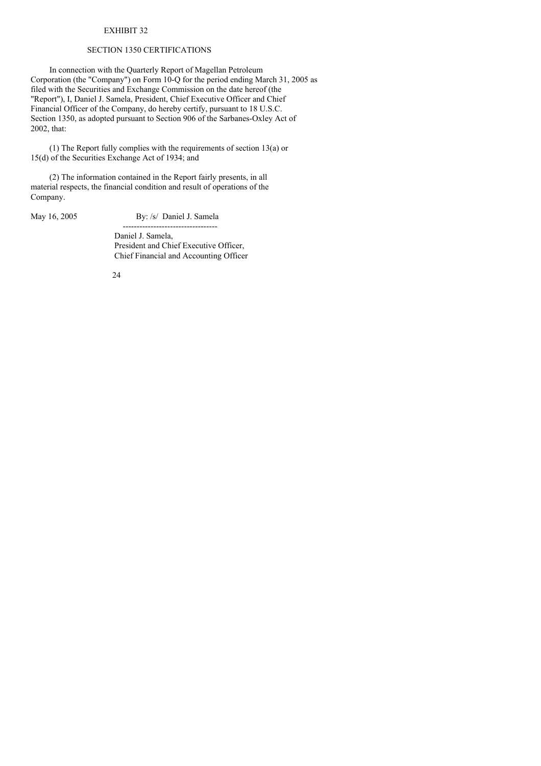EXHIBIT 32

SECTION 1350 CERTIFICATIONS

In connection with the Quarterly Report of Magellan Petroleum Corporation (the "Company") on Form 10-Q for the period ending March 31, 2005 as filed with the Securities and Exchange Commission on the date hereof (the "Report"), I, Daniel J. Samela, President, Chief Executive Officer and Chief Financial Officer of the Company, do hereby certify, pursuant to 18 U.S.C. Section 1350, as adopted pursuant to Section 906 of the Sarbanes-Oxley Act of 2002, that:

(1) The Report fully complies with the requirements of section 13(a) or 15(d) of the Securities Exchange Act of 1934; and

(2) The information contained in the Report fairly presents, in all material respects, the financial condition and result of operations of the Company.

May 16, 2005

By: /s/ Daniel J. Samela

---------------------------------

Daniel J. Samela,
President and Chief Executive Officer,
Chief Financial and Accounting Officer